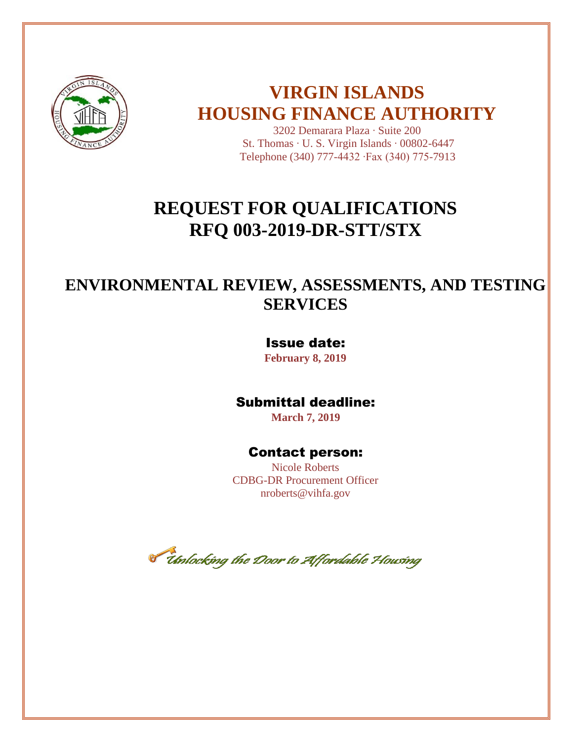# VIRGIN ISLANDS HOUSING FINANCE AUTHORITY

3202 Demarara Plaza · Suite 200
St. Thomas · U. S. Virgin Islands · 00802-6447
Telephone (340) 777-4432 ·Fax (340) 775-7913

# REQUEST FOR QUALIFICATIONS
# RFQ 003-2019-DR-STT/STX

## ENVIRONMENTAL REVIEW, ASSESSMENTS, AND TESTING SERVICES

### Issue date:

**February 8, 2019**

### Submittal deadline:

**March 7, 2019**

### Contact person:

Nicole Roberts
CDBG-DR Procurement Officer
nroberts@vihfa.gov

*Unlocking the Door to Affordable Housing*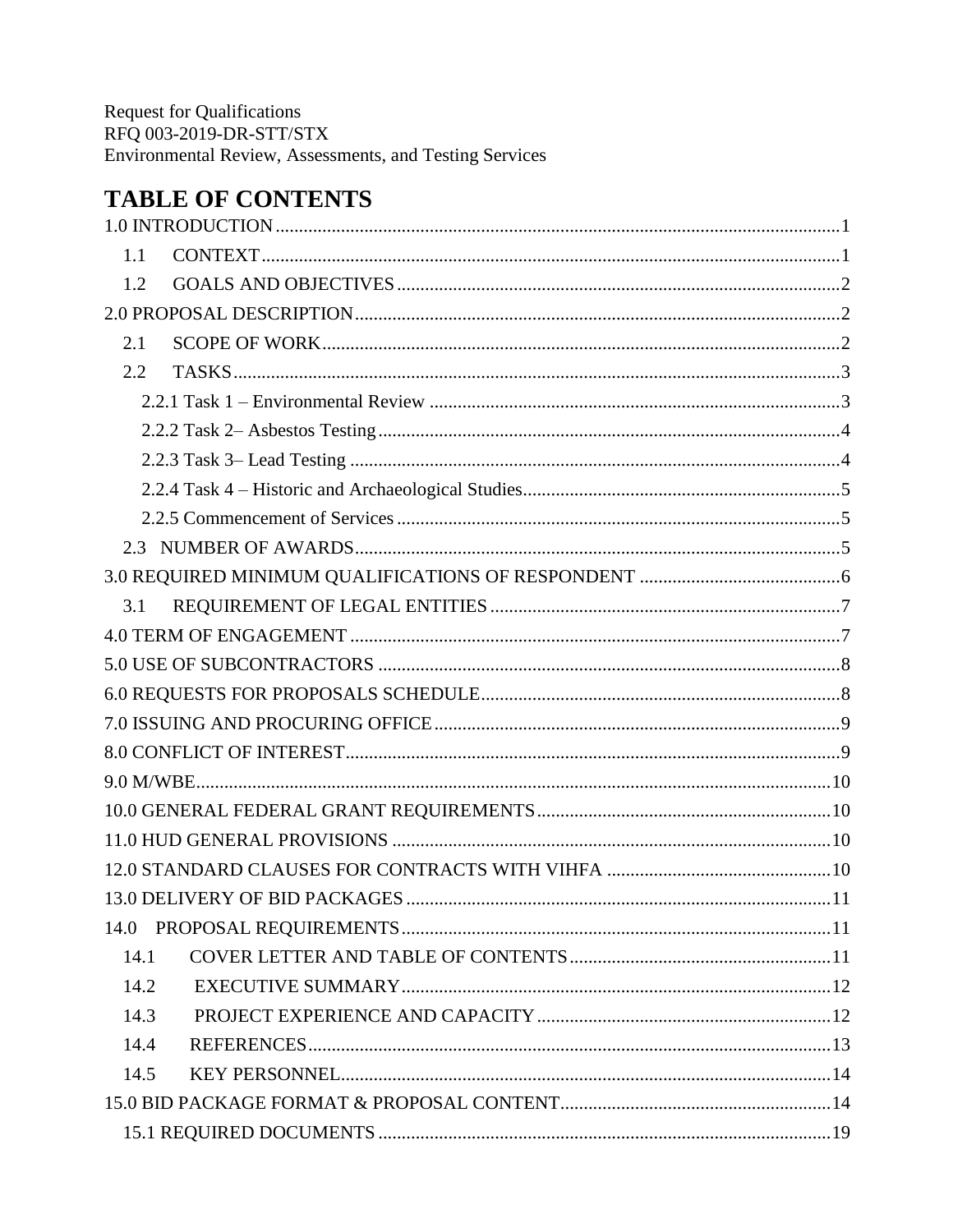Request for Qualifications
RFQ 003-2019-DR-STT/STX
Environmental Review, Assessments, and Testing Services

# TABLE OF CONTENTS

1.0 INTRODUCTION ........ 1
- 1.1 CONTEXT ........ 1
- 1.2 GOALS AND OBJECTIVES ........ 2

2.0 PROPOSAL DESCRIPTION ........ 2
- 2.1 SCOPE OF WORK ........ 2
- 2.2 TASKS ........ 3
  - 2.2.1 Task 1 – Environmental Review ........ 3
  - 2.2.2 Task 2– Asbestos Testing ........ 4
  - 2.2.3 Task 3– Lead Testing ........ 4
  - 2.2.4 Task 4 – Historic and Archaeological Studies ........ 5
  - 2.2.5 Commencement of Services ........ 5
- 2.3 NUMBER OF AWARDS ........ 5

3.0 REQUIRED MINIMUM QUALIFICATIONS OF RESPONDENT ........ 6
- 3.1 REQUIREMENT OF LEGAL ENTITIES ........ 7

4.0 TERM OF ENGAGEMENT ........ 7

5.0 USE OF SUBCONTRACTORS ........ 8

6.0 REQUESTS FOR PROPOSALS SCHEDULE ........ 8

7.0 ISSUING AND PROCURING OFFICE ........ 9

8.0 CONFLICT OF INTEREST ........ 9

9.0 M/WBE ........ 10

10.0 GENERAL FEDERAL GRANT REQUIREMENTS ........ 10

11.0 HUD GENERAL PROVISIONS ........ 10

12.0 STANDARD CLAUSES FOR CONTRACTS WITH VIHFA ........ 10

13.0 DELIVERY OF BID PACKAGES ........ 11

14.0 PROPOSAL REQUIREMENTS ........ 11
- 14.1 COVER LETTER AND TABLE OF CONTENTS ........ 11
- 14.2 EXECUTIVE SUMMARY ........ 12
- 14.3 PROJECT EXPERIENCE AND CAPACITY ........ 12
- 14.4 REFERENCES ........ 13
- 14.5 KEY PERSONNEL ........ 14

15.0 BID PACKAGE FORMAT & PROPOSAL CONTENT ........ 14
- 15.1 REQUIRED DOCUMENTS ........ 19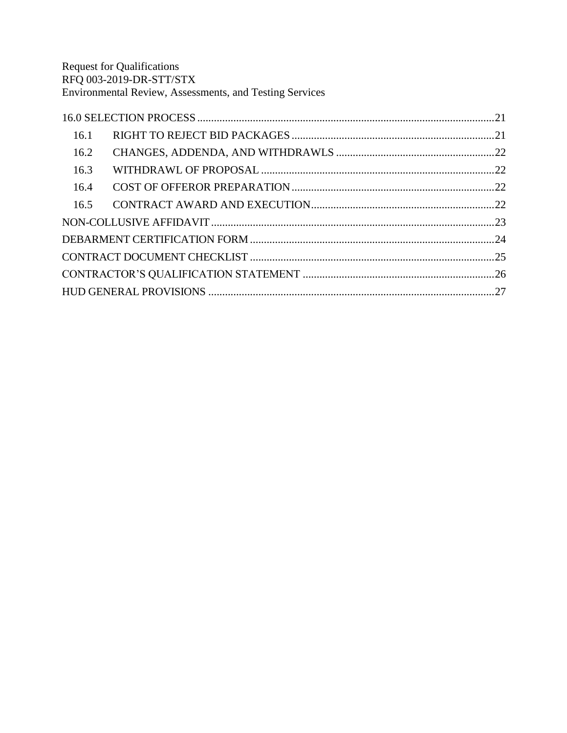16.0 SELECTION PROCESS ....................................................................................................... 21

16.1 RIGHT TO REJECT BID PACKAGES ........................................................................ 21

16.2 CHANGES, ADDENDA, AND WITHDRAWLS ......................................................... 22

16.3 WITHDRAWL OF PROPOSAL .................................................................................. 22

16.4 COST OF OFFEROR PREPARATION ....................................................................... 22

16.5 CONTRACT AWARD AND EXECUTION ................................................................ 22

NON-COLLUSIVE AFFIDAVIT ............................................................................................... 23

DEBARMENT CERTIFICATION FORM ................................................................................. 24

CONTRACT DOCUMENT CHECKLIST ................................................................................. 25

CONTRACTOR'S QUALIFICATION STATEMENT .............................................................. 26

HUD GENERAL PROVISIONS ................................................................................................ 27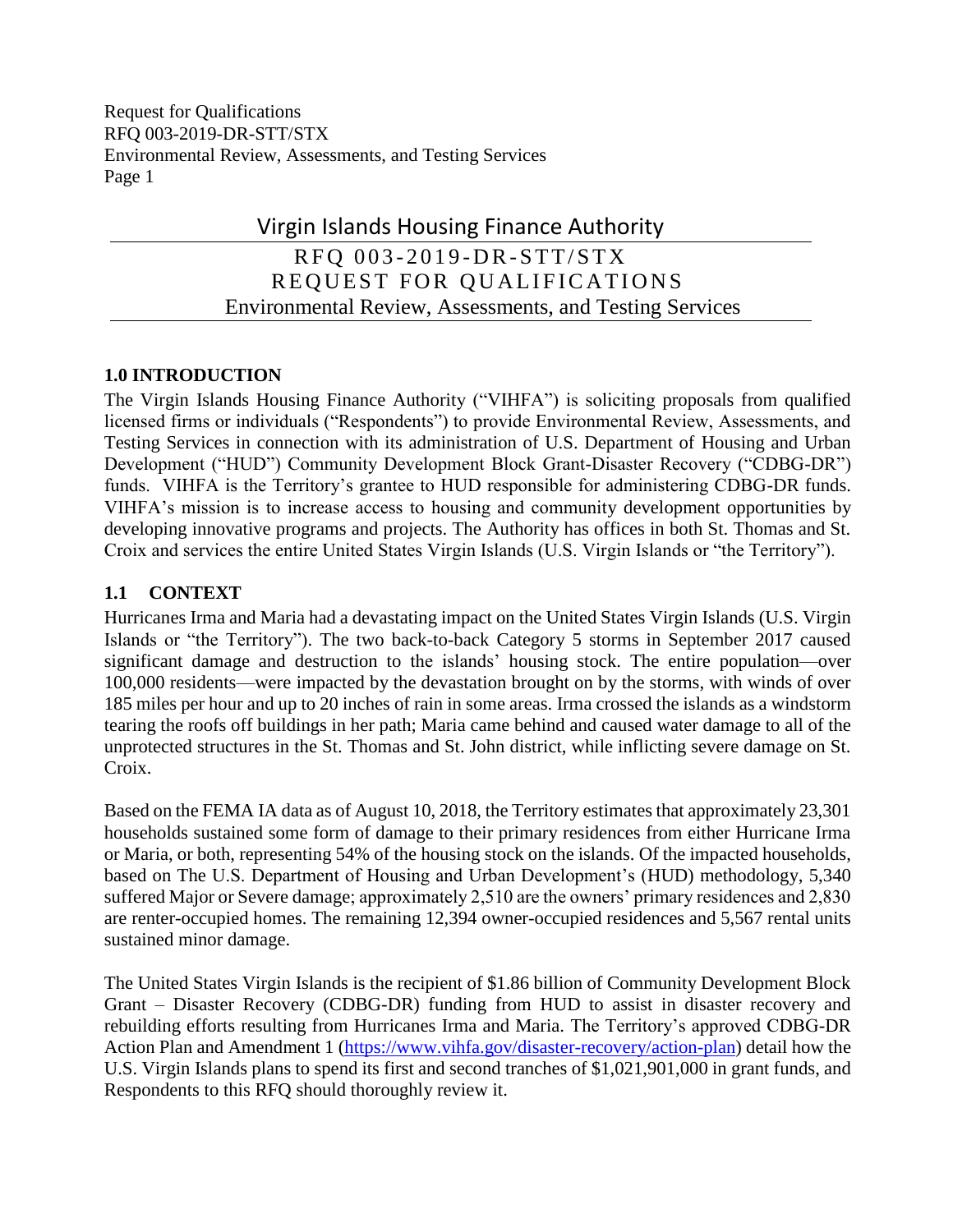# Virgin Islands Housing Finance Authority

## RFQ 003-2019-DR-STT/STX
## REQUEST FOR QUALIFICATIONS
## Environmental Review, Assessments, and Testing Services

### 1.0 INTRODUCTION

The Virgin Islands Housing Finance Authority ("VIHFA") is soliciting proposals from qualified licensed firms or individuals ("Respondents") to provide Environmental Review, Assessments, and Testing Services in connection with its administration of U.S. Department of Housing and Urban Development ("HUD") Community Development Block Grant-Disaster Recovery ("CDBG-DR") funds. VIHFA is the Territory's grantee to HUD responsible for administering CDBG-DR funds. VIHFA's mission is to increase access to housing and community development opportunities by developing innovative programs and projects. The Authority has offices in both St. Thomas and St. Croix and services the entire United States Virgin Islands (U.S. Virgin Islands or "the Territory").

### 1.1 CONTEXT

Hurricanes Irma and Maria had a devastating impact on the United States Virgin Islands (U.S. Virgin Islands or "the Territory"). The two back-to-back Category 5 storms in September 2017 caused significant damage and destruction to the islands' housing stock. The entire population—over 100,000 residents—were impacted by the devastation brought on by the storms, with winds of over 185 miles per hour and up to 20 inches of rain in some areas. Irma crossed the islands as a windstorm tearing the roofs off buildings in her path; Maria came behind and caused water damage to all of the unprotected structures in the St. Thomas and St. John district, while inflicting severe damage on St. Croix.

Based on the FEMA IA data as of August 10, 2018, the Territory estimates that approximately 23,301 households sustained some form of damage to their primary residences from either Hurricane Irma or Maria, or both, representing 54% of the housing stock on the islands. Of the impacted households, based on The U.S. Department of Housing and Urban Development's (HUD) methodology, 5,340 suffered Major or Severe damage; approximately 2,510 are the owners' primary residences and 2,830 are renter-occupied homes. The remaining 12,394 owner-occupied residences and 5,567 rental units sustained minor damage.

The United States Virgin Islands is the recipient of $1.86 billion of Community Development Block Grant – Disaster Recovery (CDBG-DR) funding from HUD to assist in disaster recovery and rebuilding efforts resulting from Hurricanes Irma and Maria. The Territory's approved CDBG-DR Action Plan and Amendment 1 ([https://www.vihfa.gov/disaster-recovery/action-plan](https://www.vihfa.gov/disaster-recovery/action-plan)) detail how the U.S. Virgin Islands plans to spend its first and second tranches of $1,021,901,000 in grant funds, and Respondents to this RFQ should thoroughly review it.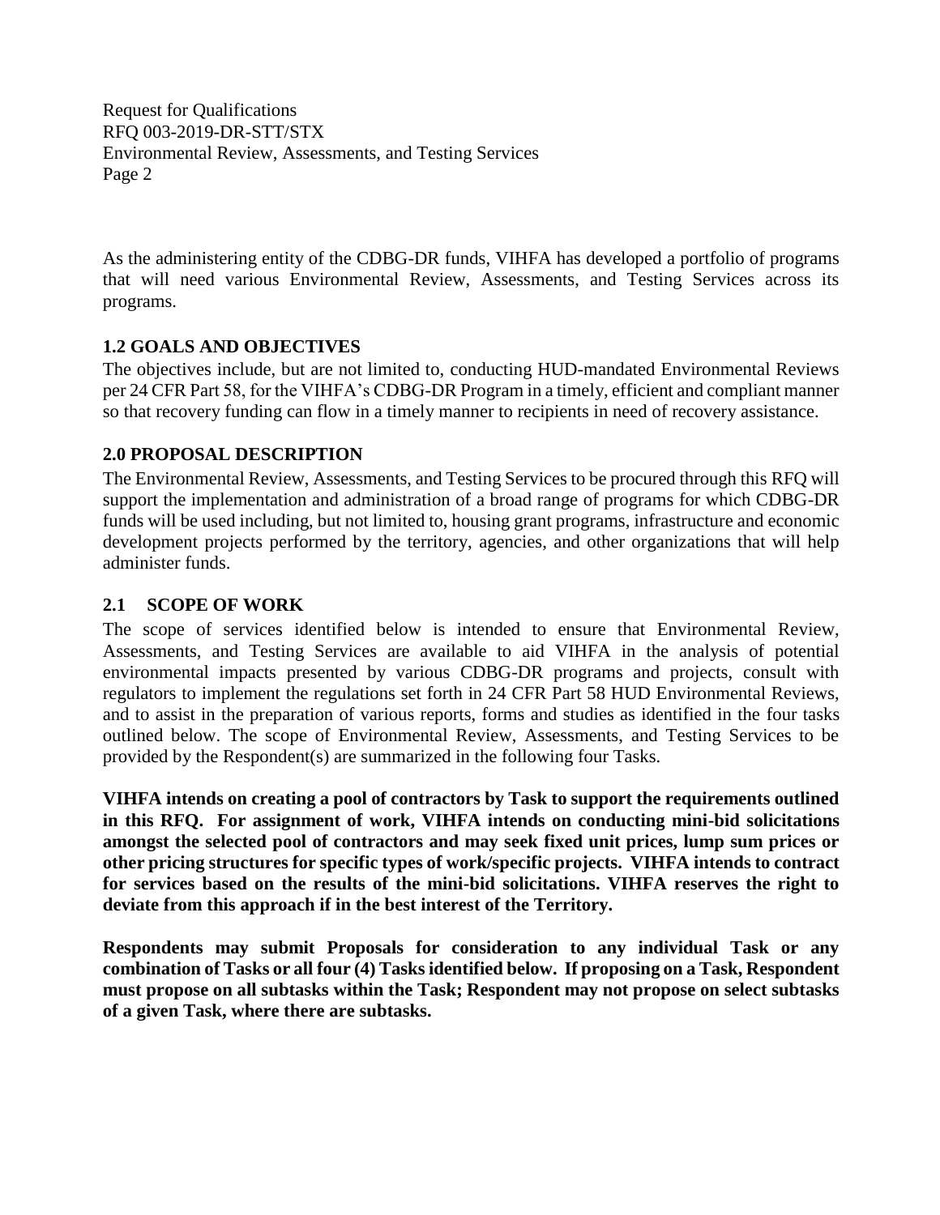As the administering entity of the CDBG-DR funds, VIHFA has developed a portfolio of programs that will need various Environmental Review, Assessments, and Testing Services across its programs.

### 1.2 GOALS AND OBJECTIVES

The objectives include, but are not limited to, conducting HUD-mandated Environmental Reviews per 24 CFR Part 58, for the VIHFA's CDBG-DR Program in a timely, efficient and compliant manner so that recovery funding can flow in a timely manner to recipients in need of recovery assistance.

## 2.0 PROPOSAL DESCRIPTION

The Environmental Review, Assessments, and Testing Services to be procured through this RFQ will support the implementation and administration of a broad range of programs for which CDBG-DR funds will be used including, but not limited to, housing grant programs, infrastructure and economic development projects performed by the territory, agencies, and other organizations that will help administer funds.

### 2.1 SCOPE OF WORK

The scope of services identified below is intended to ensure that Environmental Review, Assessments, and Testing Services are available to aid VIHFA in the analysis of potential environmental impacts presented by various CDBG-DR programs and projects, consult with regulators to implement the regulations set forth in 24 CFR Part 58 HUD Environmental Reviews, and to assist in the preparation of various reports, forms and studies as identified in the four tasks outlined below. The scope of Environmental Review, Assessments, and Testing Services to be provided by the Respondent(s) are summarized in the following four Tasks.

**VIHFA intends on creating a pool of contractors by Task to support the requirements outlined in this RFQ. For assignment of work, VIHFA intends on conducting mini-bid solicitations amongst the selected pool of contractors and may seek fixed unit prices, lump sum prices or other pricing structures for specific types of work/specific projects. VIHFA intends to contract for services based on the results of the mini-bid solicitations. VIHFA reserves the right to deviate from this approach if in the best interest of the Territory.**

**Respondents may submit Proposals for consideration to any individual Task or any combination of Tasks or all four (4) Tasks identified below. If proposing on a Task, Respondent must propose on all subtasks within the Task; Respondent may not propose on select subtasks of a given Task, where there are subtasks.**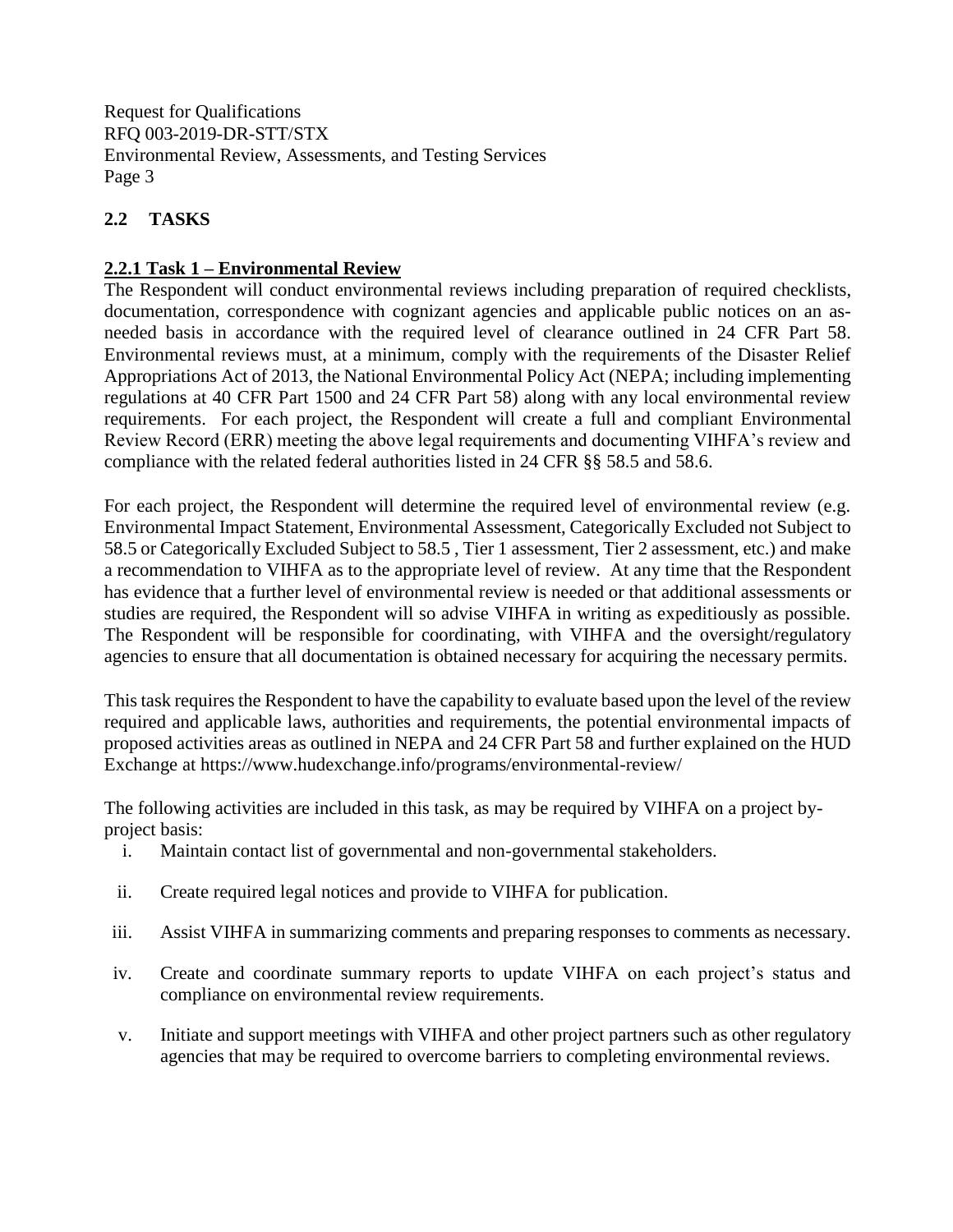## 2.2 TASKS

### 2.2.1 Task 1 – Environmental Review

The Respondent will conduct environmental reviews including preparation of required checklists, documentation, correspondence with cognizant agencies and applicable public notices on an as-needed basis in accordance with the required level of clearance outlined in 24 CFR Part 58. Environmental reviews must, at a minimum, comply with the requirements of the Disaster Relief Appropriations Act of 2013, the National Environmental Policy Act (NEPA; including implementing regulations at 40 CFR Part 1500 and 24 CFR Part 58) along with any local environmental review requirements. For each project, the Respondent will create a full and compliant Environmental Review Record (ERR) meeting the above legal requirements and documenting VIHFA's review and compliance with the related federal authorities listed in 24 CFR §§ 58.5 and 58.6.

For each project, the Respondent will determine the required level of environmental review (e.g. Environmental Impact Statement, Environmental Assessment, Categorically Excluded not Subject to 58.5 or Categorically Excluded Subject to 58.5 , Tier 1 assessment, Tier 2 assessment, etc.) and make a recommendation to VIHFA as to the appropriate level of review. At any time that the Respondent has evidence that a further level of environmental review is needed or that additional assessments or studies are required, the Respondent will so advise VIHFA in writing as expeditiously as possible. The Respondent will be responsible for coordinating, with VIHFA and the oversight/regulatory agencies to ensure that all documentation is obtained necessary for acquiring the necessary permits.

This task requires the Respondent to have the capability to evaluate based upon the level of the review required and applicable laws, authorities and requirements, the potential environmental impacts of proposed activities areas as outlined in NEPA and 24 CFR Part 58 and further explained on the HUD Exchange at https://www.hudexchange.info/programs/environmental-review/

The following activities are included in this task, as may be required by VIHFA on a project by-project basis:

i. Maintain contact list of governmental and non-governmental stakeholders.

ii. Create required legal notices and provide to VIHFA for publication.

iii. Assist VIHFA in summarizing comments and preparing responses to comments as necessary.

iv. Create and coordinate summary reports to update VIHFA on each project's status and compliance on environmental review requirements.

v. Initiate and support meetings with VIHFA and other project partners such as other regulatory agencies that may be required to overcome barriers to completing environmental reviews.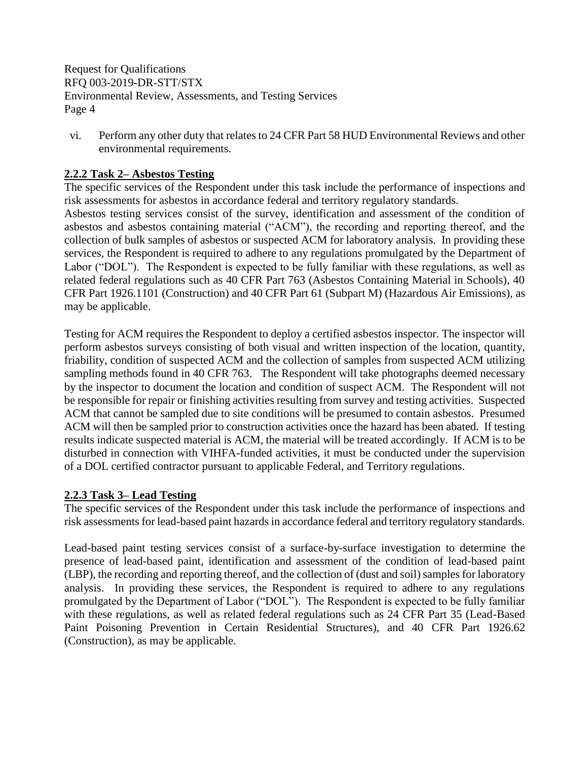vi. Perform any other duty that relates to 24 CFR Part 58 HUD Environmental Reviews and other environmental requirements.

### 2.2.2 Task 2– Asbestos Testing

The specific services of the Respondent under this task include the performance of inspections and risk assessments for asbestos in accordance federal and territory regulatory standards.

Asbestos testing services consist of the survey, identification and assessment of the condition of asbestos and asbestos containing material ("ACM"), the recording and reporting thereof, and the collection of bulk samples of asbestos or suspected ACM for laboratory analysis. In providing these services, the Respondent is required to adhere to any regulations promulgated by the Department of Labor ("DOL"). The Respondent is expected to be fully familiar with these regulations, as well as related federal regulations such as 40 CFR Part 763 (Asbestos Containing Material in Schools), 40 CFR Part 1926.1101 (Construction) and 40 CFR Part 61 (Subpart M) (Hazardous Air Emissions), as may be applicable.

Testing for ACM requires the Respondent to deploy a certified asbestos inspector. The inspector will perform asbestos surveys consisting of both visual and written inspection of the location, quantity, friability, condition of suspected ACM and the collection of samples from suspected ACM utilizing sampling methods found in 40 CFR 763. The Respondent will take photographs deemed necessary by the inspector to document the location and condition of suspect ACM. The Respondent will not be responsible for repair or finishing activities resulting from survey and testing activities. Suspected ACM that cannot be sampled due to site conditions will be presumed to contain asbestos. Presumed ACM will then be sampled prior to construction activities once the hazard has been abated. If testing results indicate suspected material is ACM, the material will be treated accordingly. If ACM is to be disturbed in connection with VIHFA-funded activities, it must be conducted under the supervision of a DOL certified contractor pursuant to applicable Federal, and Territory regulations.

### 2.2.3 Task 3– Lead Testing

The specific services of the Respondent under this task include the performance of inspections and risk assessments for lead-based paint hazards in accordance federal and territory regulatory standards.

Lead-based paint testing services consist of a surface-by-surface investigation to determine the presence of lead-based paint, identification and assessment of the condition of lead-based paint (LBP), the recording and reporting thereof, and the collection of (dust and soil) samples for laboratory analysis. In providing these services, the Respondent is required to adhere to any regulations promulgated by the Department of Labor ("DOL"). The Respondent is expected to be fully familiar with these regulations, as well as related federal regulations such as 24 CFR Part 35 (Lead-Based Paint Poisoning Prevention in Certain Residential Structures), and 40 CFR Part 1926.62 (Construction), as may be applicable.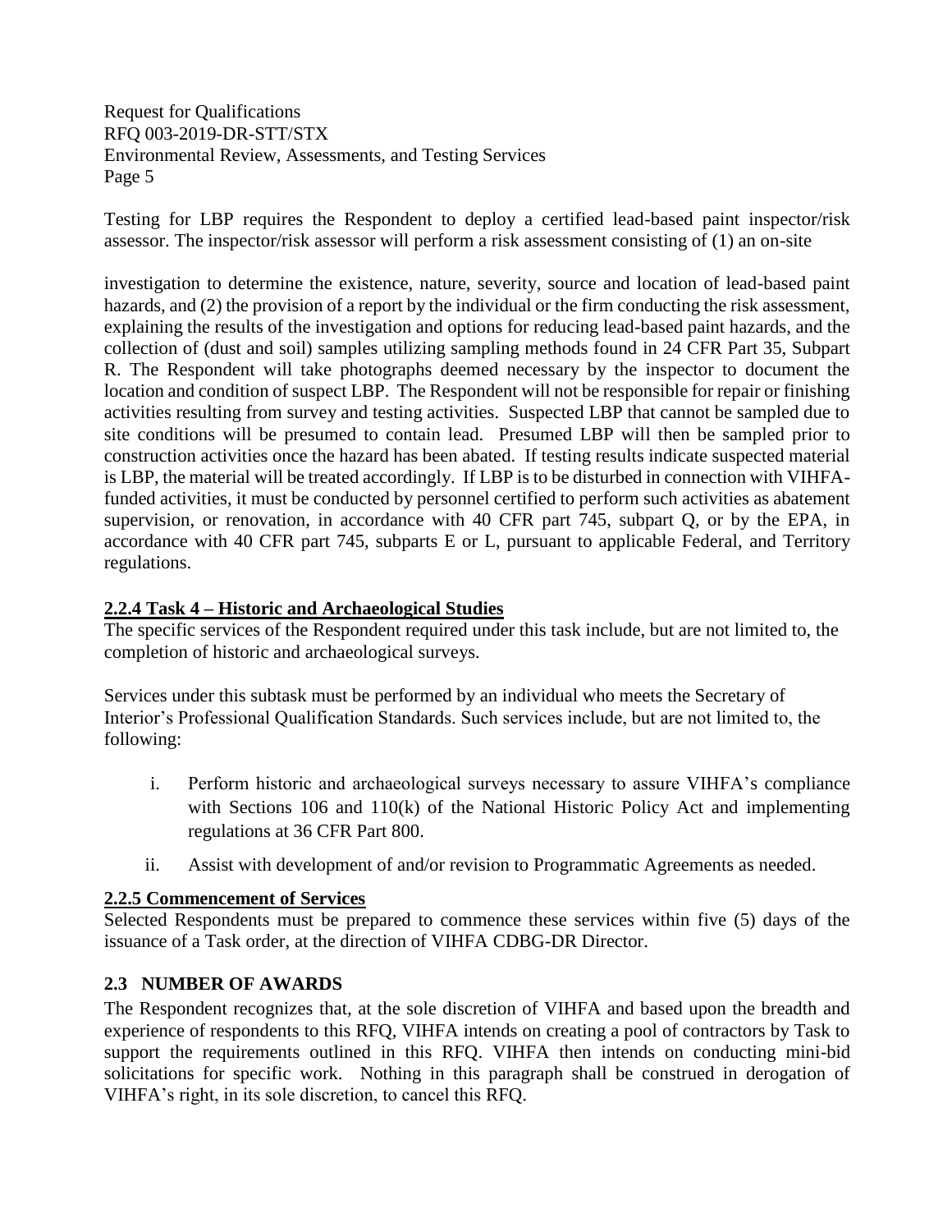Testing for LBP requires the Respondent to deploy a certified lead-based paint inspector/risk assessor. The inspector/risk assessor will perform a risk assessment consisting of (1) an on-site investigation to determine the existence, nature, severity, source and location of lead-based paint hazards, and (2) the provision of a report by the individual or the firm conducting the risk assessment, explaining the results of the investigation and options for reducing lead-based paint hazards, and the collection of (dust and soil) samples utilizing sampling methods found in 24 CFR Part 35, Subpart R. The Respondent will take photographs deemed necessary by the inspector to document the location and condition of suspect LBP. The Respondent will not be responsible for repair or finishing activities resulting from survey and testing activities. Suspected LBP that cannot be sampled due to site conditions will be presumed to contain lead. Presumed LBP will then be sampled prior to construction activities once the hazard has been abated. If testing results indicate suspected material is LBP, the material will be treated accordingly. If LBP is to be disturbed in connection with VIHFA-funded activities, it must be conducted by personnel certified to perform such activities as abatement supervision, or renovation, in accordance with 40 CFR part 745, subpart Q, or by the EPA, in accordance with 40 CFR part 745, subparts E or L, pursuant to applicable Federal, and Territory regulations.

#### 2.2.4 Task 4 – Historic and Archaeological Studies

The specific services of the Respondent required under this task include, but are not limited to, the completion of historic and archaeological surveys.

Services under this subtask must be performed by an individual who meets the Secretary of Interior's Professional Qualification Standards. Such services include, but are not limited to, the following:

i. Perform historic and archaeological surveys necessary to assure VIHFA's compliance with Sections 106 and 110(k) of the National Historic Policy Act and implementing regulations at 36 CFR Part 800.

ii. Assist with development of and/or revision to Programmatic Agreements as needed.

#### 2.2.5 Commencement of Services

Selected Respondents must be prepared to commence these services within five (5) days of the issuance of a Task order, at the direction of VIHFA CDBG-DR Director.

### 2.3 NUMBER OF AWARDS

The Respondent recognizes that, at the sole discretion of VIHFA and based upon the breadth and experience of respondents to this RFQ, VIHFA intends on creating a pool of contractors by Task to support the requirements outlined in this RFQ. VIHFA then intends on conducting mini-bid solicitations for specific work. Nothing in this paragraph shall be construed in derogation of VIHFA's right, in its sole discretion, to cancel this RFQ.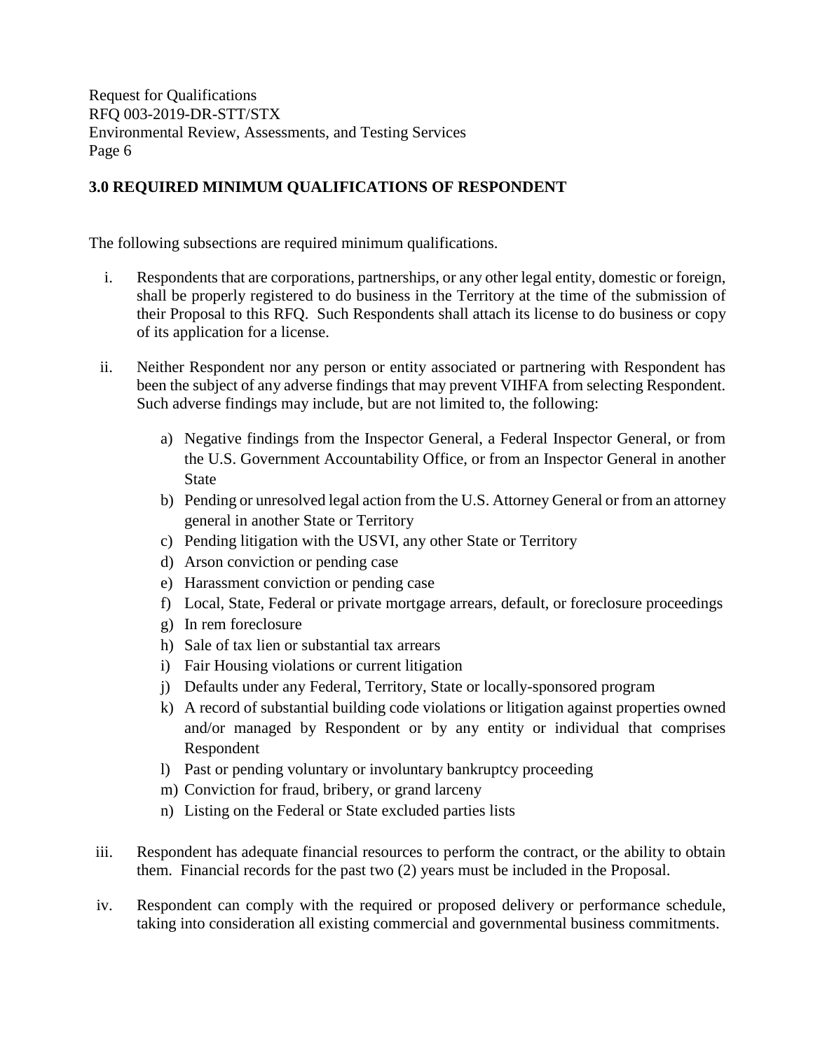## 3.0 REQUIRED MINIMUM QUALIFICATIONS OF RESPONDENT

The following subsections are required minimum qualifications.

i. Respondents that are corporations, partnerships, or any other legal entity, domestic or foreign, shall be properly registered to do business in the Territory at the time of the submission of their Proposal to this RFQ. Such Respondents shall attach its license to do business or copy of its application for a license.

ii. Neither Respondent nor any person or entity associated or partnering with Respondent has been the subject of any adverse findings that may prevent VIHFA from selecting Respondent. Such adverse findings may include, but are not limited to, the following:

   a) Negative findings from the Inspector General, a Federal Inspector General, or from the U.S. Government Accountability Office, or from an Inspector General in another State
   b) Pending or unresolved legal action from the U.S. Attorney General or from an attorney general in another State or Territory
   c) Pending litigation with the USVI, any other State or Territory
   d) Arson conviction or pending case
   e) Harassment conviction or pending case
   f) Local, State, Federal or private mortgage arrears, default, or foreclosure proceedings
   g) In rem foreclosure
   h) Sale of tax lien or substantial tax arrears
   i) Fair Housing violations or current litigation
   j) Defaults under any Federal, Territory, State or locally-sponsored program
   k) A record of substantial building code violations or litigation against properties owned and/or managed by Respondent or by any entity or individual that comprises Respondent
   l) Past or pending voluntary or involuntary bankruptcy proceeding
   m) Conviction for fraud, bribery, or grand larceny
   n) Listing on the Federal or State excluded parties lists

iii. Respondent has adequate financial resources to perform the contract, or the ability to obtain them. Financial records for the past two (2) years must be included in the Proposal.

iv. Respondent can comply with the required or proposed delivery or performance schedule, taking into consideration all existing commercial and governmental business commitments.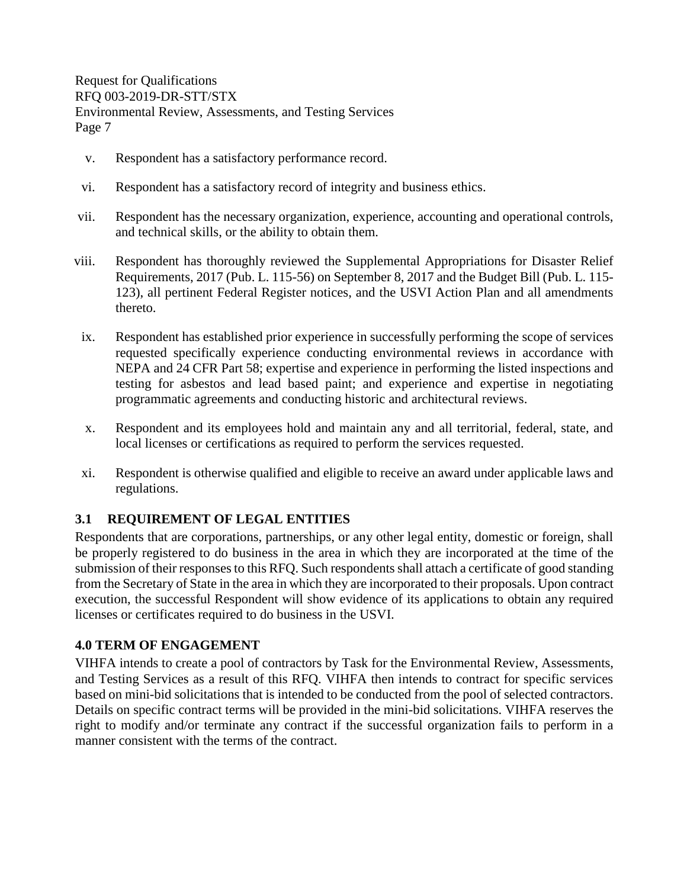v. Respondent has a satisfactory performance record.

vi. Respondent has a satisfactory record of integrity and business ethics.

vii. Respondent has the necessary organization, experience, accounting and operational controls, and technical skills, or the ability to obtain them.

viii. Respondent has thoroughly reviewed the Supplemental Appropriations for Disaster Relief Requirements, 2017 (Pub. L. 115-56) on September 8, 2017 and the Budget Bill (Pub. L. 115-123), all pertinent Federal Register notices, and the USVI Action Plan and all amendments thereto.

ix. Respondent has established prior experience in successfully performing the scope of services requested specifically experience conducting environmental reviews in accordance with NEPA and 24 CFR Part 58; expertise and experience in performing the listed inspections and testing for asbestos and lead based paint; and experience and expertise in negotiating programmatic agreements and conducting historic and architectural reviews.

x. Respondent and its employees hold and maintain any and all territorial, federal, state, and local licenses or certifications as required to perform the services requested.

xi. Respondent is otherwise qualified and eligible to receive an award under applicable laws and regulations.

### 3.1 REQUIREMENT OF LEGAL ENTITIES

Respondents that are corporations, partnerships, or any other legal entity, domestic or foreign, shall be properly registered to do business in the area in which they are incorporated at the time of the submission of their responses to this RFQ. Such respondents shall attach a certificate of good standing from the Secretary of State in the area in which they are incorporated to their proposals. Upon contract execution, the successful Respondent will show evidence of its applications to obtain any required licenses or certificates required to do business in the USVI.

## 4.0 TERM OF ENGAGEMENT

VIHFA intends to create a pool of contractors by Task for the Environmental Review, Assessments, and Testing Services as a result of this RFQ. VIHFA then intends to contract for specific services based on mini-bid solicitations that is intended to be conducted from the pool of selected contractors. Details on specific contract terms will be provided in the mini-bid solicitations. VIHFA reserves the right to modify and/or terminate any contract if the successful organization fails to perform in a manner consistent with the terms of the contract.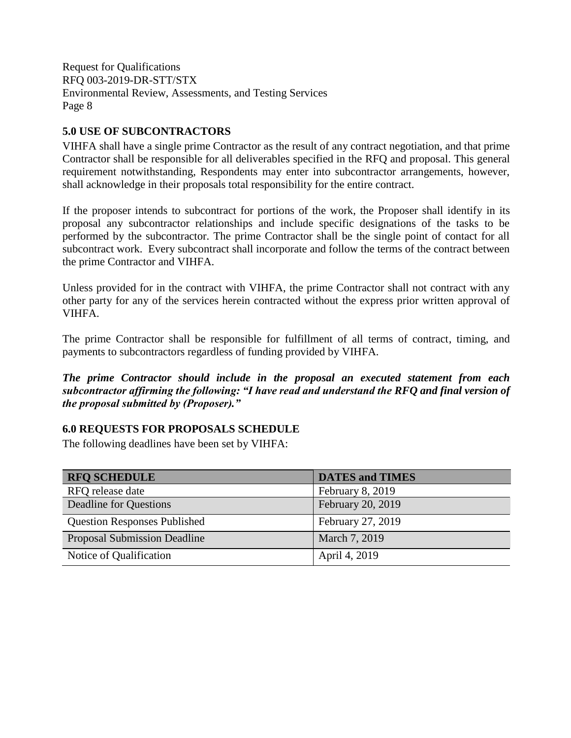## 5.0 USE OF SUBCONTRACTORS

VIHFA shall have a single prime Contractor as the result of any contract negotiation, and that prime Contractor shall be responsible for all deliverables specified in the RFQ and proposal. This general requirement notwithstanding, Respondents may enter into subcontractor arrangements, however, shall acknowledge in their proposals total responsibility for the entire contract.

If the proposer intends to subcontract for portions of the work, the Proposer shall identify in its proposal any subcontractor relationships and include specific designations of the tasks to be performed by the subcontractor. The prime Contractor shall be the single point of contact for all subcontract work. Every subcontract shall incorporate and follow the terms of the contract between the prime Contractor and VIHFA.

Unless provided for in the contract with VIHFA, the prime Contractor shall not contract with any other party for any of the services herein contracted without the express prior written approval of VIHFA.

The prime Contractor shall be responsible for fulfillment of all terms of contract, timing, and payments to subcontractors regardless of funding provided by VIHFA.

***The prime Contractor should include in the proposal an executed statement from each subcontractor affirming the following: "I have read and understand the RFQ and final version of the proposal submitted by (Proposer)."***

## 6.0 REQUESTS FOR PROPOSALS SCHEDULE

The following deadlines have been set by VIHFA:

| RFQ SCHEDULE | DATES and TIMES |
|---|---|
| RFQ release date | February 8, 2019 |
| Deadline for Questions | February 20, 2019 |
| Question Responses Published | February 27, 2019 |
| Proposal Submission Deadline | March 7, 2019 |
| Notice of Qualification | April 4, 2019 |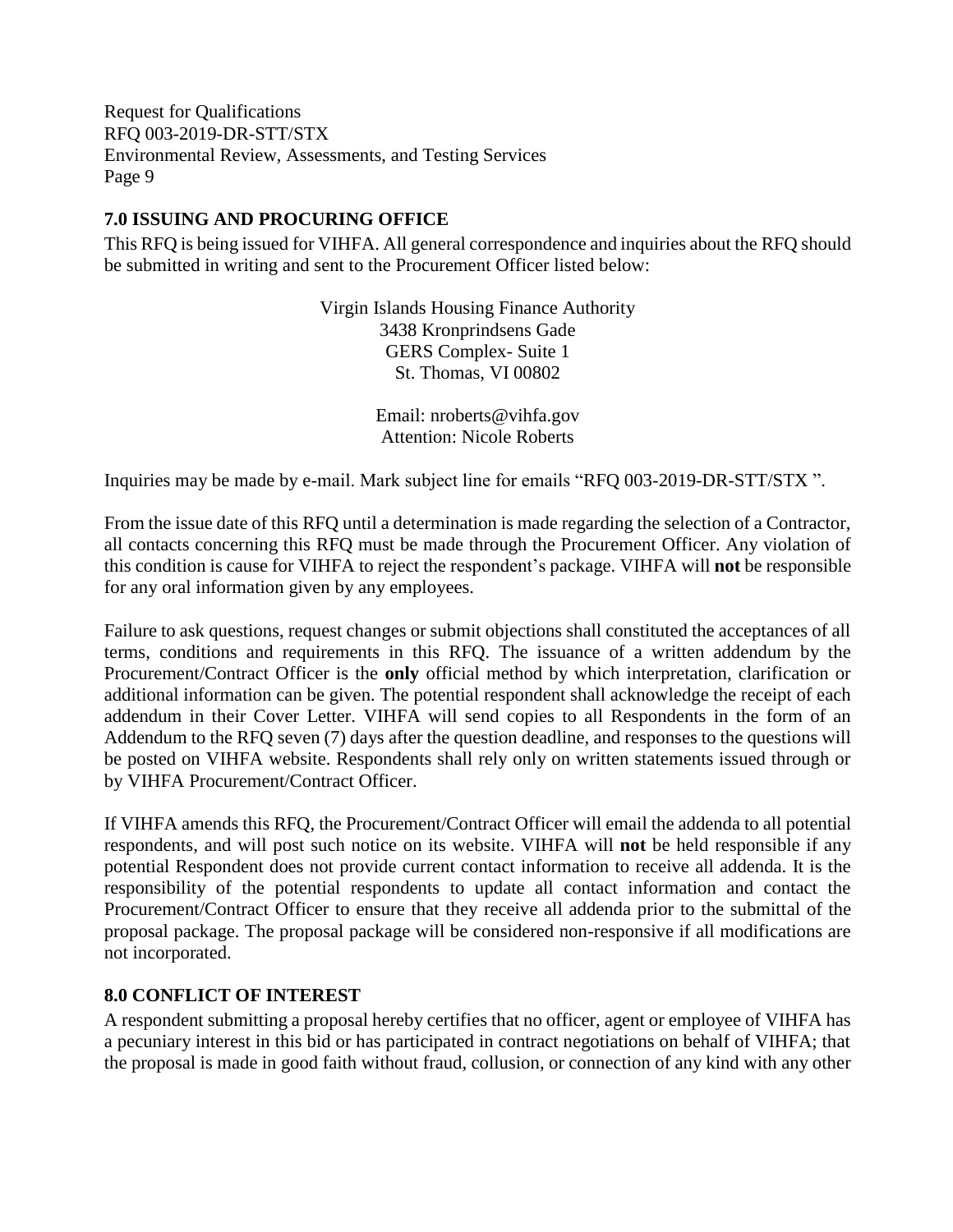## 7.0 ISSUING AND PROCURING OFFICE

This RFQ is being issued for VIHFA. All general correspondence and inquiries about the RFQ should be submitted in writing and sent to the Procurement Officer listed below:

Virgin Islands Housing Finance Authority
3438 Kronprindsens Gade
GERS Complex- Suite 1
St. Thomas, VI 00802

Email: nroberts@vihfa.gov
Attention: Nicole Roberts

Inquiries may be made by e-mail. Mark subject line for emails "RFQ 003-2019-DR-STT/STX ".

From the issue date of this RFQ until a determination is made regarding the selection of a Contractor, all contacts concerning this RFQ must be made through the Procurement Officer. Any violation of this condition is cause for VIHFA to reject the respondent's package. VIHFA will **not** be responsible for any oral information given by any employees.

Failure to ask questions, request changes or submit objections shall constituted the acceptances of all terms, conditions and requirements in this RFQ. The issuance of a written addendum by the Procurement/Contract Officer is the **only** official method by which interpretation, clarification or additional information can be given. The potential respondent shall acknowledge the receipt of each addendum in their Cover Letter. VIHFA will send copies to all Respondents in the form of an Addendum to the RFQ seven (7) days after the question deadline, and responses to the questions will be posted on VIHFA website. Respondents shall rely only on written statements issued through or by VIHFA Procurement/Contract Officer.

If VIHFA amends this RFQ, the Procurement/Contract Officer will email the addenda to all potential respondents, and will post such notice on its website. VIHFA will **not** be held responsible if any potential Respondent does not provide current contact information to receive all addenda. It is the responsibility of the potential respondents to update all contact information and contact the Procurement/Contract Officer to ensure that they receive all addenda prior to the submittal of the proposal package. The proposal package will be considered non-responsive if all modifications are not incorporated.

## 8.0 CONFLICT OF INTEREST

A respondent submitting a proposal hereby certifies that no officer, agent or employee of VIHFA has a pecuniary interest in this bid or has participated in contract negotiations on behalf of VIHFA; that the proposal is made in good faith without fraud, collusion, or connection of any kind with any other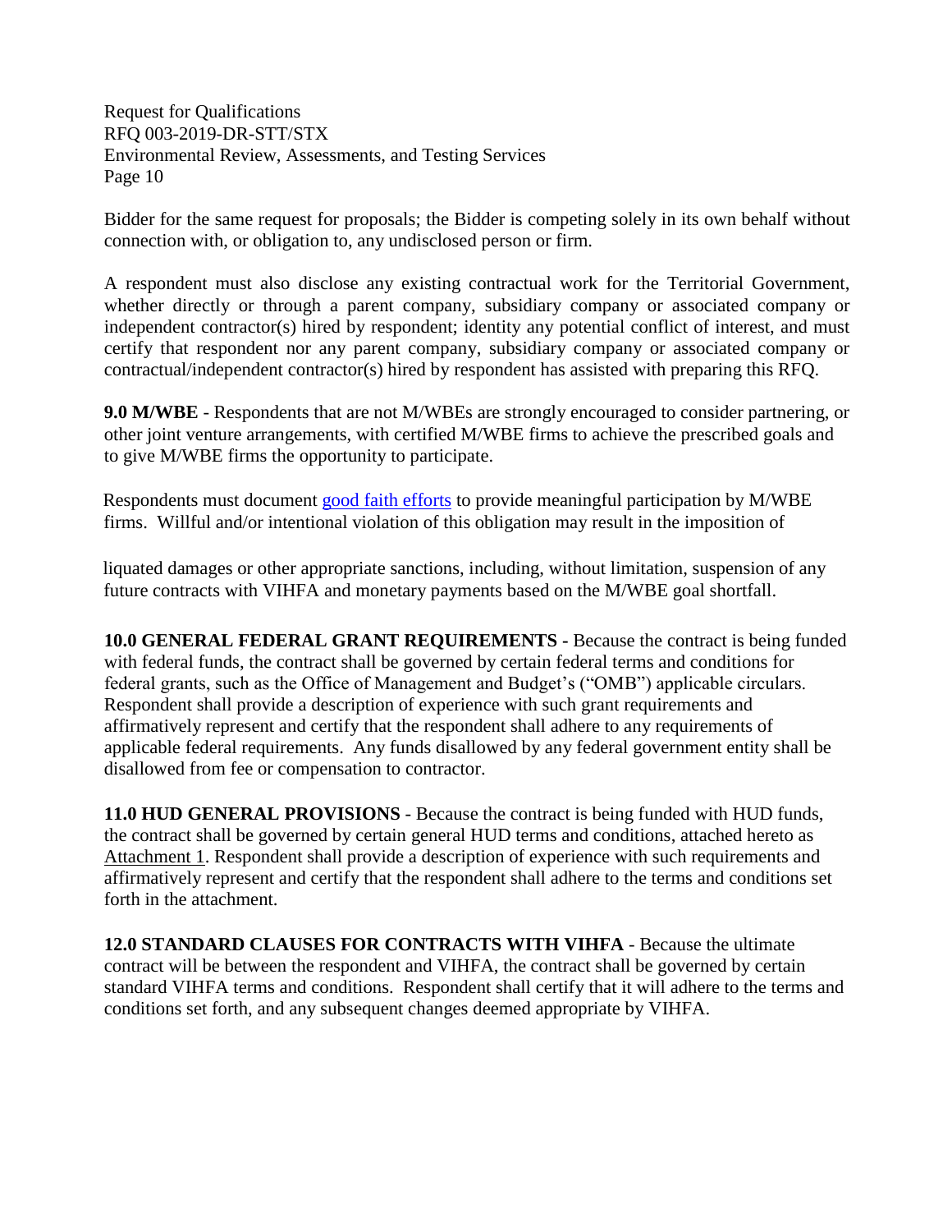Bidder for the same request for proposals; the Bidder is competing solely in its own behalf without connection with, or obligation to, any undisclosed person or firm.

A respondent must also disclose any existing contractual work for the Territorial Government, whether directly or through a parent company, subsidiary company or associated company or independent contractor(s) hired by respondent; identity any potential conflict of interest, and must certify that respondent nor any parent company, subsidiary company or associated company or contractual/independent contractor(s) hired by respondent has assisted with preparing this RFQ.

**9.0 M/WBE** - Respondents that are not M/WBEs are strongly encouraged to consider partnering, or other joint venture arrangements, with certified M/WBE firms to achieve the prescribed goals and to give M/WBE firms the opportunity to participate.

Respondents must document good faith efforts to provide meaningful participation by M/WBE firms. Willful and/or intentional violation of this obligation may result in the imposition of

liquated damages or other appropriate sanctions, including, without limitation, suspension of any future contracts with VIHFA and monetary payments based on the M/WBE goal shortfall.

**10.0 GENERAL FEDERAL GRANT REQUIREMENTS -** Because the contract is being funded with federal funds, the contract shall be governed by certain federal terms and conditions for federal grants, such as the Office of Management and Budget's ("OMB") applicable circulars. Respondent shall provide a description of experience with such grant requirements and affirmatively represent and certify that the respondent shall adhere to any requirements of applicable federal requirements. Any funds disallowed by any federal government entity shall be disallowed from fee or compensation to contractor.

**11.0 HUD GENERAL PROVISIONS** - Because the contract is being funded with HUD funds, the contract shall be governed by certain general HUD terms and conditions, attached hereto as Attachment 1. Respondent shall provide a description of experience with such requirements and affirmatively represent and certify that the respondent shall adhere to the terms and conditions set forth in the attachment.

**12.0 STANDARD CLAUSES FOR CONTRACTS WITH VIHFA** - Because the ultimate contract will be between the respondent and VIHFA, the contract shall be governed by certain standard VIHFA terms and conditions. Respondent shall certify that it will adhere to the terms and conditions set forth, and any subsequent changes deemed appropriate by VIHFA.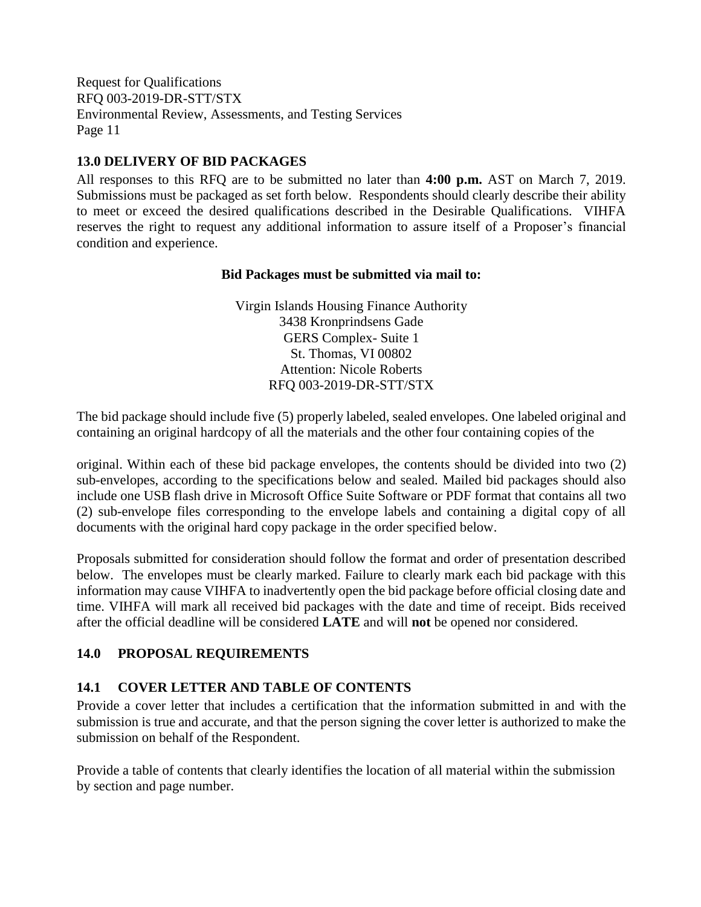## 13.0 DELIVERY OF BID PACKAGES

All responses to this RFQ are to be submitted no later than **4:00 p.m.** AST on March 7, 2019. Submissions must be packaged as set forth below. Respondents should clearly describe their ability to meet or exceed the desired qualifications described in the Desirable Qualifications. VIHFA reserves the right to request any additional information to assure itself of a Proposer's financial condition and experience.

**Bid Packages must be submitted via mail to:**

Virgin Islands Housing Finance Authority
3438 Kronprindsens Gade
GERS Complex- Suite 1
St. Thomas, VI 00802
Attention: Nicole Roberts
RFQ 003-2019-DR-STT/STX

The bid package should include five (5) properly labeled, sealed envelopes. One labeled original and containing an original hardcopy of all the materials and the other four containing copies of the original. Within each of these bid package envelopes, the contents should be divided into two (2) sub-envelopes, according to the specifications below and sealed. Mailed bid packages should also include one USB flash drive in Microsoft Office Suite Software or PDF format that contains all two (2) sub-envelope files corresponding to the envelope labels and containing a digital copy of all documents with the original hard copy package in the order specified below.

Proposals submitted for consideration should follow the format and order of presentation described below. The envelopes must be clearly marked. Failure to clearly mark each bid package with this information may cause VIHFA to inadvertently open the bid package before official closing date and time. VIHFA will mark all received bid packages with the date and time of receipt. Bids received after the official deadline will be considered **LATE** and will **not** be opened nor considered.

## 14.0 PROPOSAL REQUIREMENTS

### 14.1 COVER LETTER AND TABLE OF CONTENTS

Provide a cover letter that includes a certification that the information submitted in and with the submission is true and accurate, and that the person signing the cover letter is authorized to make the submission on behalf of the Respondent.

Provide a table of contents that clearly identifies the location of all material within the submission by section and page number.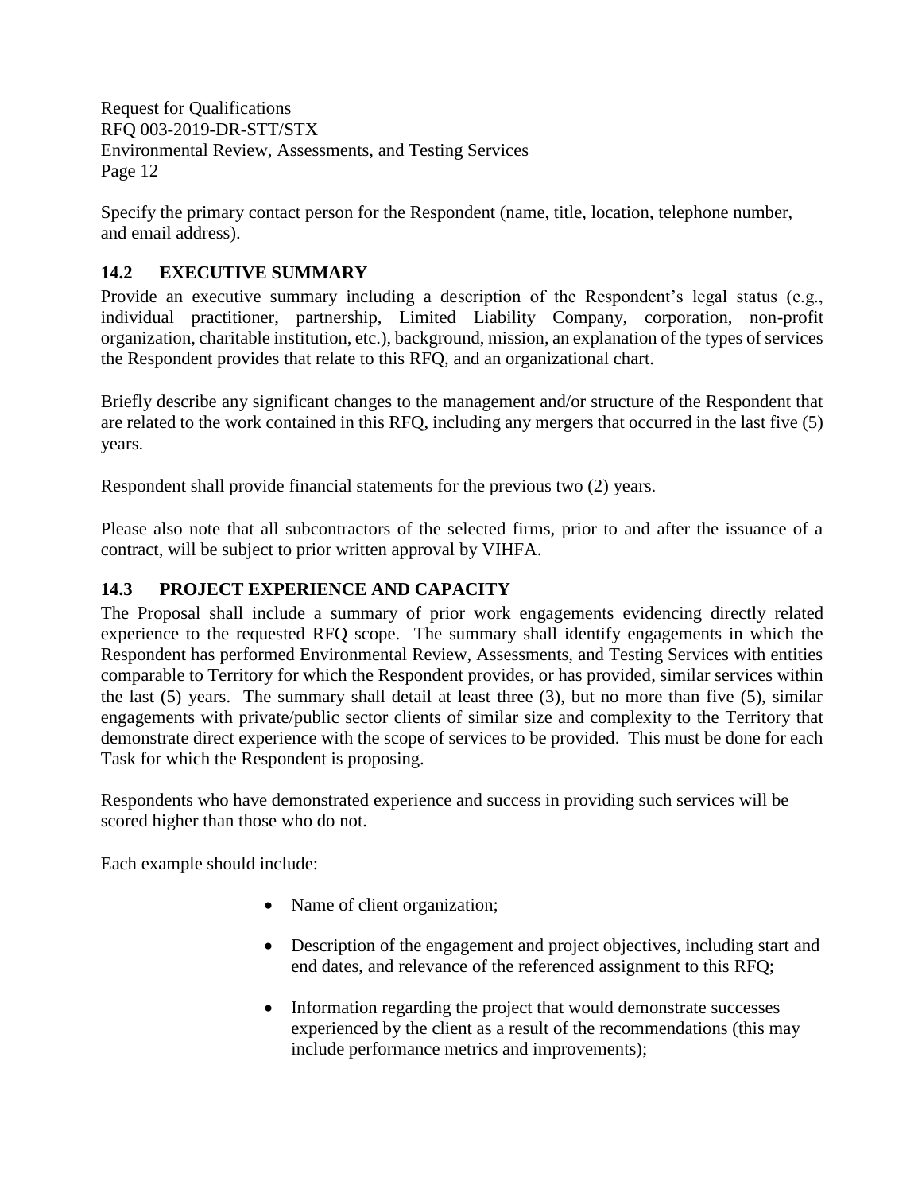Specify the primary contact person for the Respondent (name, title, location, telephone number, and email address).

## 14.2 EXECUTIVE SUMMARY

Provide an executive summary including a description of the Respondent's legal status (e.g., individual practitioner, partnership, Limited Liability Company, corporation, non-profit organization, charitable institution, etc.), background, mission, an explanation of the types of services the Respondent provides that relate to this RFQ, and an organizational chart.

Briefly describe any significant changes to the management and/or structure of the Respondent that are related to the work contained in this RFQ, including any mergers that occurred in the last five (5) years.

Respondent shall provide financial statements for the previous two (2) years.

Please also note that all subcontractors of the selected firms, prior to and after the issuance of a contract, will be subject to prior written approval by VIHFA.

## 14.3 PROJECT EXPERIENCE AND CAPACITY

The Proposal shall include a summary of prior work engagements evidencing directly related experience to the requested RFQ scope. The summary shall identify engagements in which the Respondent has performed Environmental Review, Assessments, and Testing Services with entities comparable to Territory for which the Respondent provides, or has provided, similar services within the last (5) years. The summary shall detail at least three (3), but no more than five (5), similar engagements with private/public sector clients of similar size and complexity to the Territory that demonstrate direct experience with the scope of services to be provided. This must be done for each Task for which the Respondent is proposing.

Respondents who have demonstrated experience and success in providing such services will be scored higher than those who do not.

Each example should include:

- Name of client organization;
- Description of the engagement and project objectives, including start and end dates, and relevance of the referenced assignment to this RFQ;
- Information regarding the project that would demonstrate successes experienced by the client as a result of the recommendations (this may include performance metrics and improvements);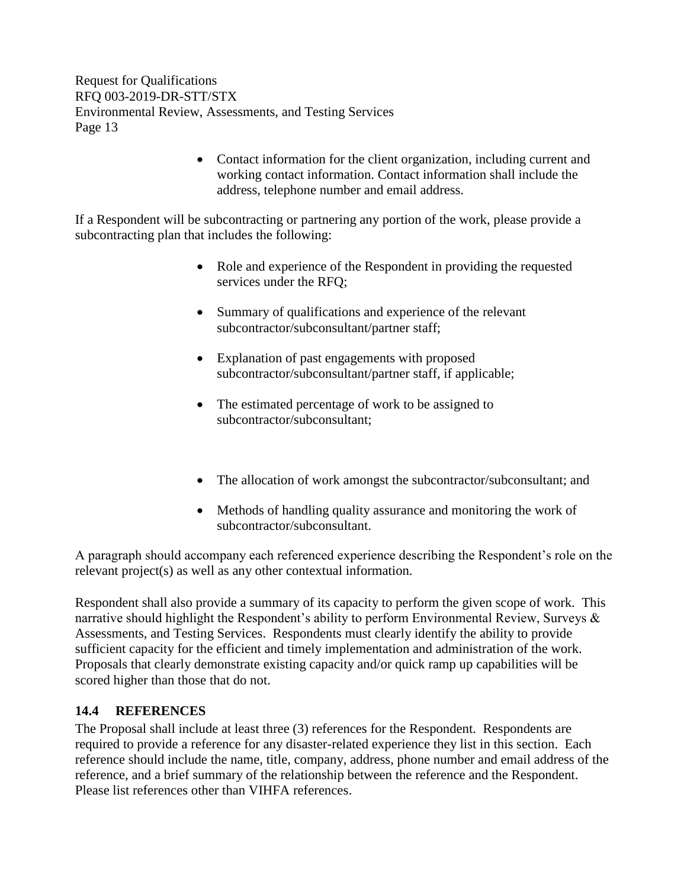- Contact information for the client organization, including current and working contact information. Contact information shall include the address, telephone number and email address.

If a Respondent will be subcontracting or partnering any portion of the work, please provide a subcontracting plan that includes the following:

- Role and experience of the Respondent in providing the requested services under the RFQ;
- Summary of qualifications and experience of the relevant subcontractor/subconsultant/partner staff;
- Explanation of past engagements with proposed subcontractor/subconsultant/partner staff, if applicable;
- The estimated percentage of work to be assigned to subcontractor/subconsultant;
- The allocation of work amongst the subcontractor/subconsultant; and
- Methods of handling quality assurance and monitoring the work of subcontractor/subconsultant.

A paragraph should accompany each referenced experience describing the Respondent's role on the relevant project(s) as well as any other contextual information.

Respondent shall also provide a summary of its capacity to perform the given scope of work. This narrative should highlight the Respondent's ability to perform Environmental Review, Surveys & Assessments, and Testing Services. Respondents must clearly identify the ability to provide sufficient capacity for the efficient and timely implementation and administration of the work. Proposals that clearly demonstrate existing capacity and/or quick ramp up capabilities will be scored higher than those that do not.

## 14.4 REFERENCES

The Proposal shall include at least three (3) references for the Respondent. Respondents are required to provide a reference for any disaster-related experience they list in this section. Each reference should include the name, title, company, address, phone number and email address of the reference, and a brief summary of the relationship between the reference and the Respondent. Please list references other than VIHFA references.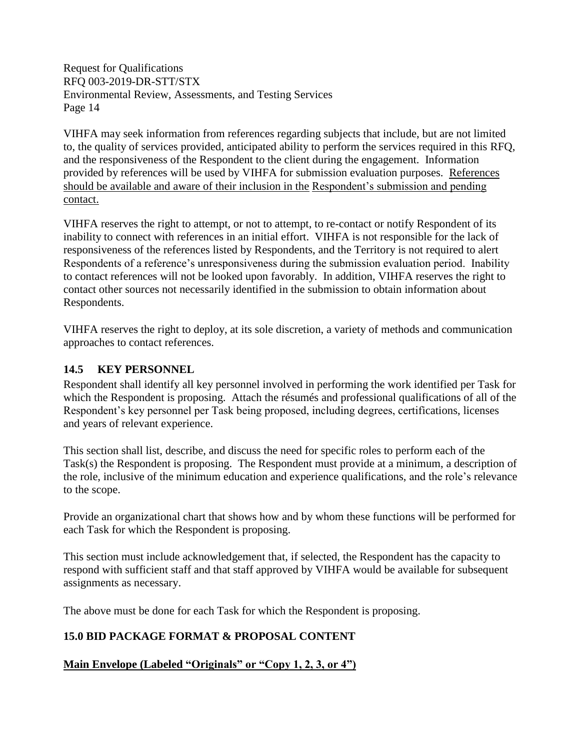VIHFA may seek information from references regarding subjects that include, but are not limited to, the quality of services provided, anticipated ability to perform the services required in this RFQ, and the responsiveness of the Respondent to the client during the engagement. Information provided by references will be used by VIHFA for submission evaluation purposes. References should be available and aware of their inclusion in the Respondent's submission and pending contact.

VIHFA reserves the right to attempt, or not to attempt, to re-contact or notify Respondent of its inability to connect with references in an initial effort. VIHFA is not responsible for the lack of responsiveness of the references listed by Respondents, and the Territory is not required to alert Respondents of a reference's unresponsiveness during the submission evaluation period. Inability to contact references will not be looked upon favorably. In addition, VIHFA reserves the right to contact other sources not necessarily identified in the submission to obtain information about Respondents.

VIHFA reserves the right to deploy, at its sole discretion, a variety of methods and communication approaches to contact references.

### 14.5 KEY PERSONNEL

Respondent shall identify all key personnel involved in performing the work identified per Task for which the Respondent is proposing. Attach the résumés and professional qualifications of all of the Respondent's key personnel per Task being proposed, including degrees, certifications, licenses and years of relevant experience.

This section shall list, describe, and discuss the need for specific roles to perform each of the Task(s) the Respondent is proposing. The Respondent must provide at a minimum, a description of the role, inclusive of the minimum education and experience qualifications, and the role's relevance to the scope.

Provide an organizational chart that shows how and by whom these functions will be performed for each Task for which the Respondent is proposing.

This section must include acknowledgement that, if selected, the Respondent has the capacity to respond with sufficient staff and that staff approved by VIHFA would be available for subsequent assignments as necessary.

The above must be done for each Task for which the Respondent is proposing.

## 15.0 BID PACKAGE FORMAT & PROPOSAL CONTENT

**Main Envelope (Labeled "Originals" or "Copy 1, 2, 3, or 4")**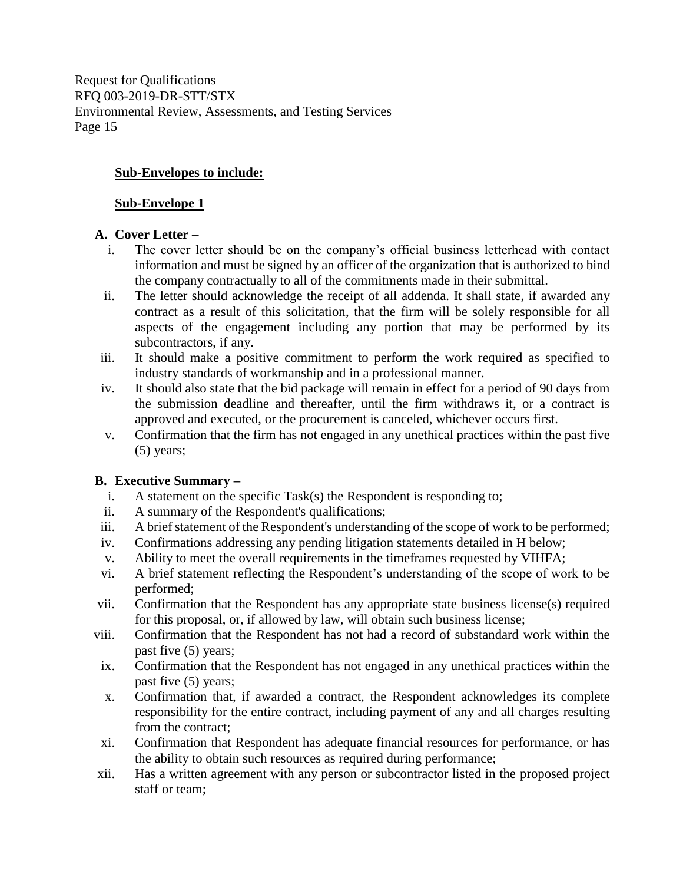**Sub-Envelopes to include:**

**Sub-Envelope 1**

**A. Cover Letter –**

i. The cover letter should be on the company's official business letterhead with contact information and must be signed by an officer of the organization that is authorized to bind the company contractually to all of the commitments made in their submittal.

ii. The letter should acknowledge the receipt of all addenda. It shall state, if awarded any contract as a result of this solicitation, that the firm will be solely responsible for all aspects of the engagement including any portion that may be performed by its subcontractors, if any.

iii. It should make a positive commitment to perform the work required as specified to industry standards of workmanship and in a professional manner.

iv. It should also state that the bid package will remain in effect for a period of 90 days from the submission deadline and thereafter, until the firm withdraws it, or a contract is approved and executed, or the procurement is canceled, whichever occurs first.

v. Confirmation that the firm has not engaged in any unethical practices within the past five (5) years;

**B. Executive Summary –**

i. A statement on the specific Task(s) the Respondent is responding to;

ii. A summary of the Respondent's qualifications;

iii. A brief statement of the Respondent's understanding of the scope of work to be performed;

iv. Confirmations addressing any pending litigation statements detailed in H below;

v. Ability to meet the overall requirements in the timeframes requested by VIHFA;

vi. A brief statement reflecting the Respondent's understanding of the scope of work to be performed;

vii. Confirmation that the Respondent has any appropriate state business license(s) required for this proposal, or, if allowed by law, will obtain such business license;

viii. Confirmation that the Respondent has not had a record of substandard work within the past five (5) years;

ix. Confirmation that the Respondent has not engaged in any unethical practices within the past five (5) years;

x. Confirmation that, if awarded a contract, the Respondent acknowledges its complete responsibility for the entire contract, including payment of any and all charges resulting from the contract;

xi. Confirmation that Respondent has adequate financial resources for performance, or has the ability to obtain such resources as required during performance;

xii. Has a written agreement with any person or subcontractor listed in the proposed project staff or team;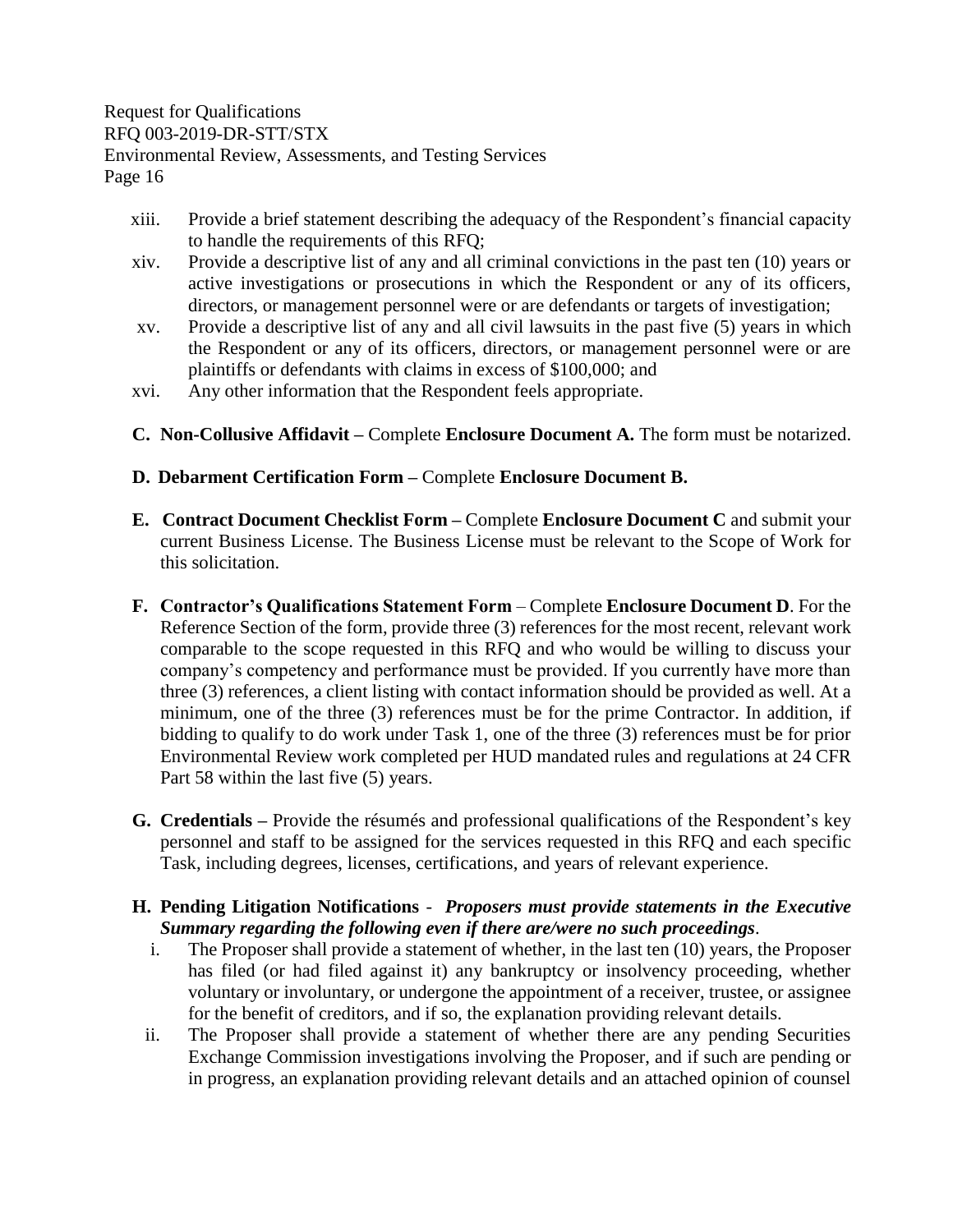xiii. Provide a brief statement describing the adequacy of the Respondent's financial capacity to handle the requirements of this RFQ;

xiv. Provide a descriptive list of any and all criminal convictions in the past ten (10) years or active investigations or prosecutions in which the Respondent or any of its officers, directors, or management personnel were or are defendants or targets of investigation;

xv. Provide a descriptive list of any and all civil lawsuits in the past five (5) years in which the Respondent or any of its officers, directors, or management personnel were or are plaintiffs or defendants with claims in excess of $100,000; and

xvi. Any other information that the Respondent feels appropriate.

**C. Non-Collusive Affidavit –** Complete **Enclosure Document A.** The form must be notarized.

**D. Debarment Certification Form –** Complete **Enclosure Document B.**

**E. Contract Document Checklist Form –** Complete **Enclosure Document C** and submit your current Business License. The Business License must be relevant to the Scope of Work for this solicitation.

**F. Contractor's Qualifications Statement Form** – Complete **Enclosure Document D**. For the Reference Section of the form, provide three (3) references for the most recent, relevant work comparable to the scope requested in this RFQ and who would be willing to discuss your company's competency and performance must be provided. If you currently have more than three (3) references, a client listing with contact information should be provided as well. At a minimum, one of the three (3) references must be for the prime Contractor. In addition, if bidding to qualify to do work under Task 1, one of the three (3) references must be for prior Environmental Review work completed per HUD mandated rules and regulations at 24 CFR Part 58 within the last five (5) years.

**G. Credentials –** Provide the résumés and professional qualifications of the Respondent's key personnel and staff to be assigned for the services requested in this RFQ and each specific Task, including degrees, licenses, certifications, and years of relevant experience.

**H. Pending Litigation Notifications** - ***Proposers must provide statements in the Executive Summary regarding the following even if there are/were no such proceedings*.**

i. The Proposer shall provide a statement of whether, in the last ten (10) years, the Proposer has filed (or had filed against it) any bankruptcy or insolvency proceeding, whether voluntary or involuntary, or undergone the appointment of a receiver, trustee, or assignee for the benefit of creditors, and if so, the explanation providing relevant details.

ii. The Proposer shall provide a statement of whether there are any pending Securities Exchange Commission investigations involving the Proposer, and if such are pending or in progress, an explanation providing relevant details and an attached opinion of counsel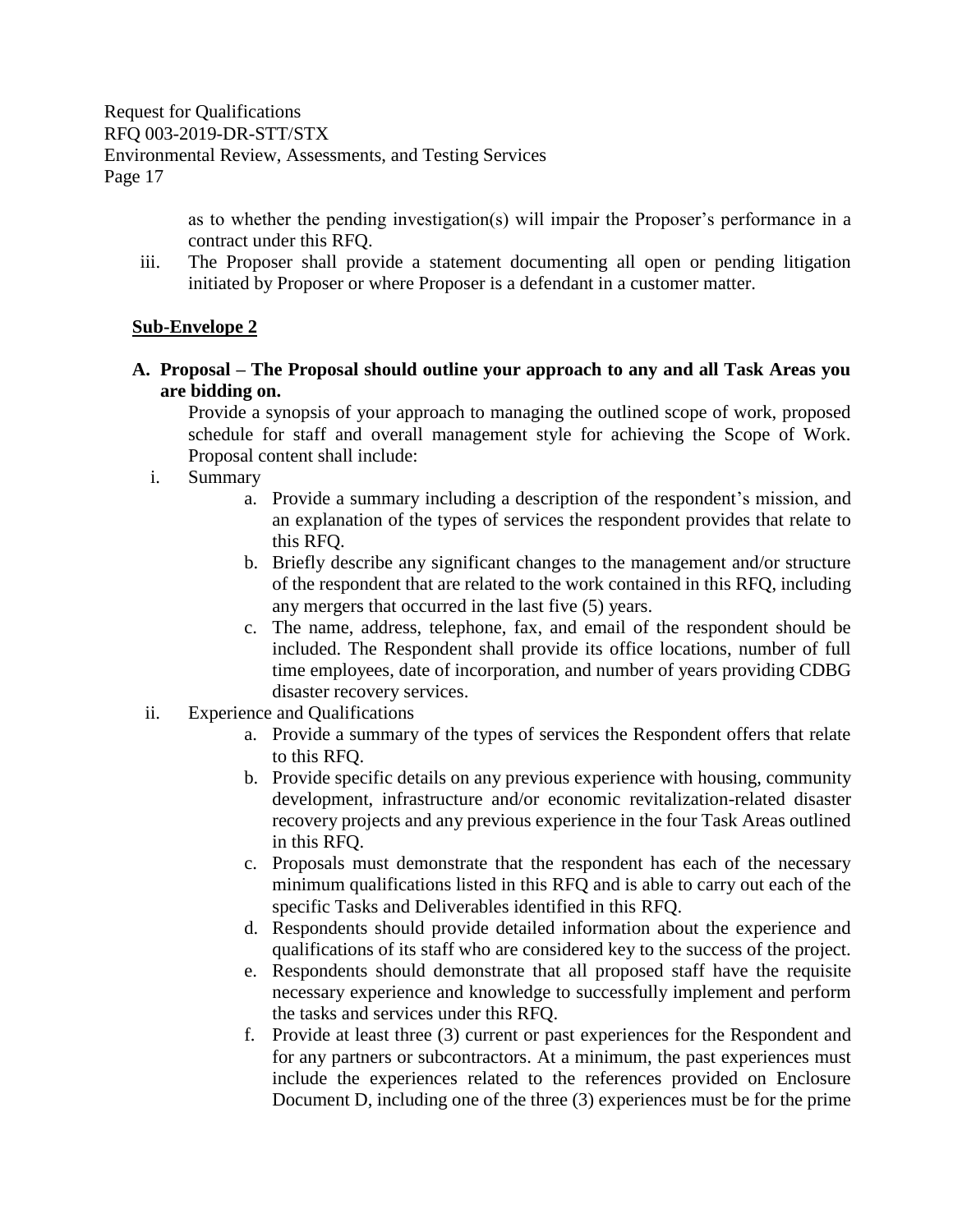as to whether the pending investigation(s) will impair the Proposer's performance in a contract under this RFQ.

iii. The Proposer shall provide a statement documenting all open or pending litigation initiated by Proposer or where Proposer is a defendant in a customer matter.

**Sub-Envelope 2**

**A. Proposal – The Proposal should outline your approach to any and all Task Areas you are bidding on.**

Provide a synopsis of your approach to managing the outlined scope of work, proposed schedule for staff and overall management style for achieving the Scope of Work. Proposal content shall include:

i. Summary
   a. Provide a summary including a description of the respondent's mission, and an explanation of the types of services the respondent provides that relate to this RFQ.
   b. Briefly describe any significant changes to the management and/or structure of the respondent that are related to the work contained in this RFQ, including any mergers that occurred in the last five (5) years.
   c. The name, address, telephone, fax, and email of the respondent should be included. The Respondent shall provide its office locations, number of full time employees, date of incorporation, and number of years providing CDBG disaster recovery services.

ii. Experience and Qualifications
   a. Provide a summary of the types of services the Respondent offers that relate to this RFQ.
   b. Provide specific details on any previous experience with housing, community development, infrastructure and/or economic revitalization-related disaster recovery projects and any previous experience in the four Task Areas outlined in this RFQ.
   c. Proposals must demonstrate that the respondent has each of the necessary minimum qualifications listed in this RFQ and is able to carry out each of the specific Tasks and Deliverables identified in this RFQ.
   d. Respondents should provide detailed information about the experience and qualifications of its staff who are considered key to the success of the project.
   e. Respondents should demonstrate that all proposed staff have the requisite necessary experience and knowledge to successfully implement and perform the tasks and services under this RFQ.
   f. Provide at least three (3) current or past experiences for the Respondent and for any partners or subcontractors. At a minimum, the past experiences must include the experiences related to the references provided on Enclosure Document D, including one of the three (3) experiences must be for the prime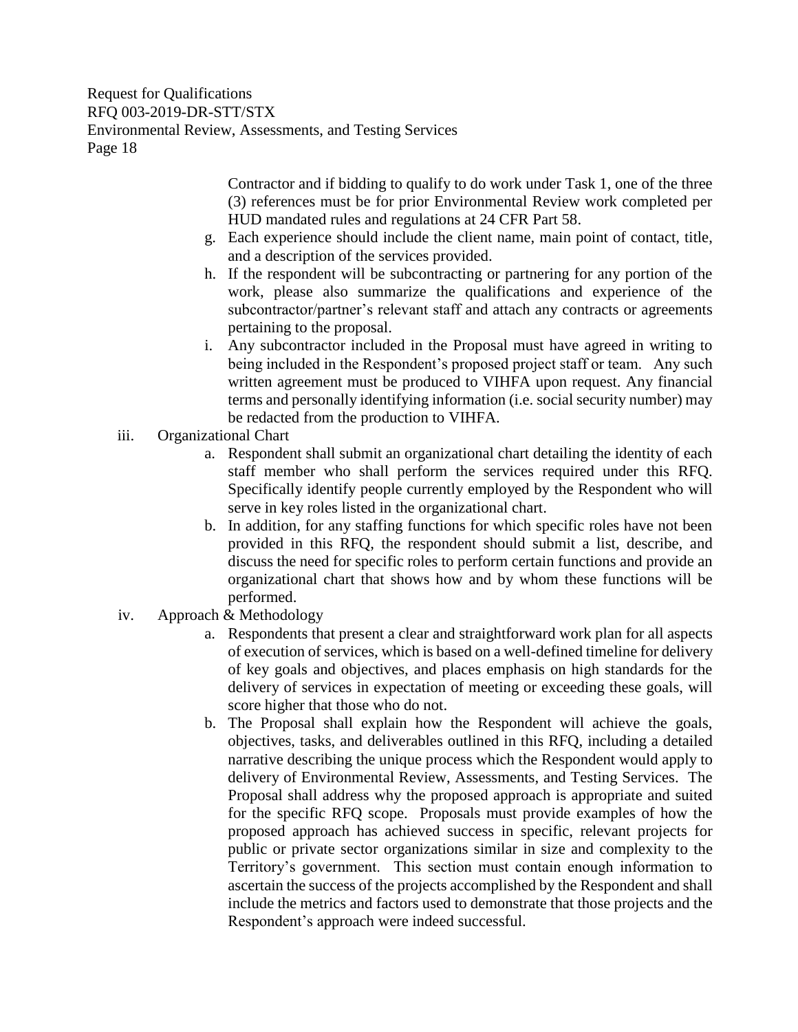Contractor and if bidding to qualify to do work under Task 1, one of the three (3) references must be for prior Environmental Review work completed per HUD mandated rules and regulations at 24 CFR Part 58.

g. Each experience should include the client name, main point of contact, title, and a description of the services provided.

h. If the respondent will be subcontracting or partnering for any portion of the work, please also summarize the qualifications and experience of the subcontractor/partner's relevant staff and attach any contracts or agreements pertaining to the proposal.

i. Any subcontractor included in the Proposal must have agreed in writing to being included in the Respondent's proposed project staff or team. Any such written agreement must be produced to VIHFA upon request. Any financial terms and personally identifying information (i.e. social security number) may be redacted from the production to VIHFA.

iii. Organizational Chart

a. Respondent shall submit an organizational chart detailing the identity of each staff member who shall perform the services required under this RFQ. Specifically identify people currently employed by the Respondent who will serve in key roles listed in the organizational chart.

b. In addition, for any staffing functions for which specific roles have not been provided in this RFQ, the respondent should submit a list, describe, and discuss the need for specific roles to perform certain functions and provide an organizational chart that shows how and by whom these functions will be performed.

iv. Approach & Methodology

a. Respondents that present a clear and straightforward work plan for all aspects of execution of services, which is based on a well-defined timeline for delivery of key goals and objectives, and places emphasis on high standards for the delivery of services in expectation of meeting or exceeding these goals, will score higher that those who do not.

b. The Proposal shall explain how the Respondent will achieve the goals, objectives, tasks, and deliverables outlined in this RFQ, including a detailed narrative describing the unique process which the Respondent would apply to delivery of Environmental Review, Assessments, and Testing Services. The Proposal shall address why the proposed approach is appropriate and suited for the specific RFQ scope. Proposals must provide examples of how the proposed approach has achieved success in specific, relevant projects for public or private sector organizations similar in size and complexity to the Territory's government. This section must contain enough information to ascertain the success of the projects accomplished by the Respondent and shall include the metrics and factors used to demonstrate that those projects and the Respondent's approach were indeed successful.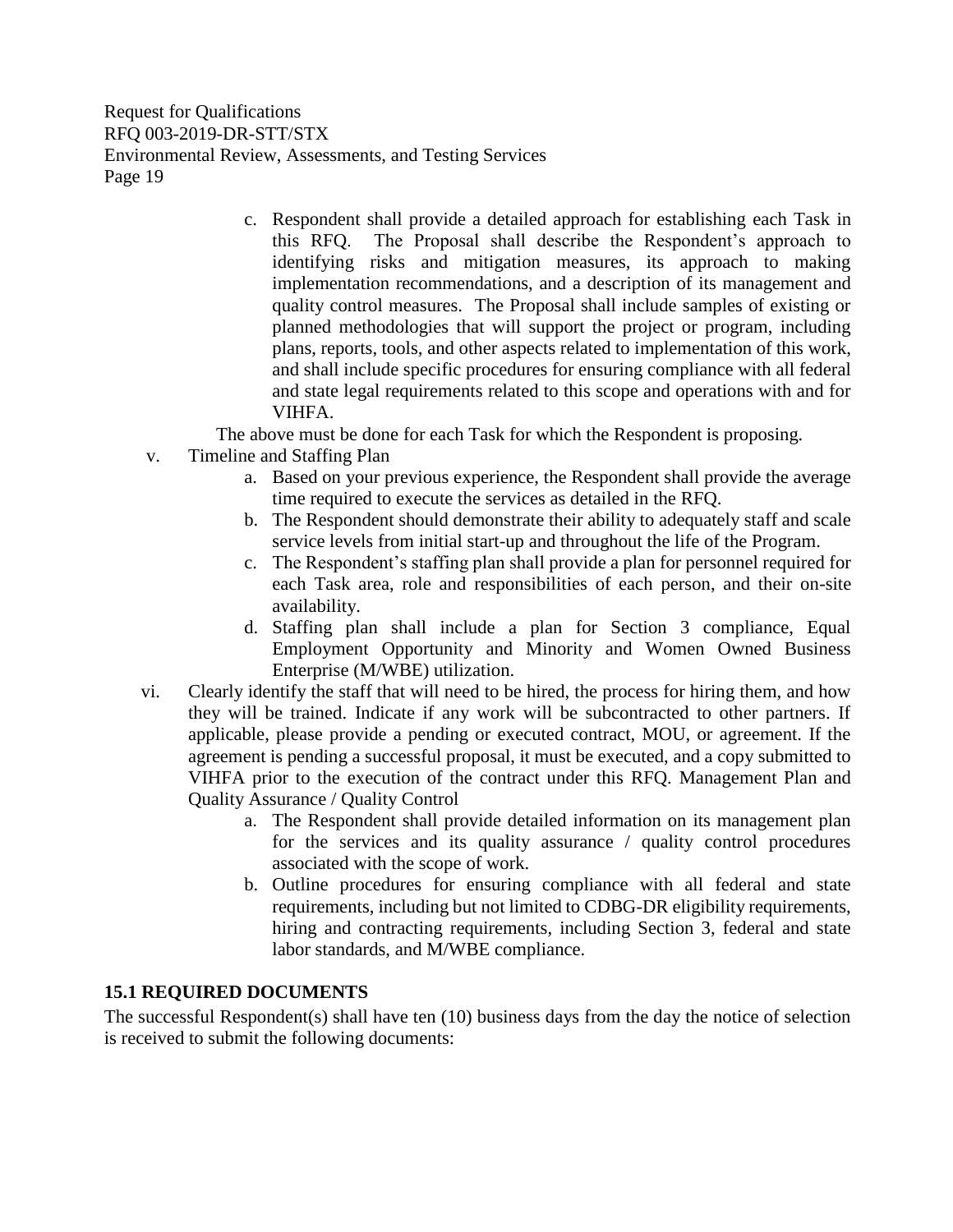c. Respondent shall provide a detailed approach for establishing each Task in this RFQ. The Proposal shall describe the Respondent's approach to identifying risks and mitigation measures, its approach to making implementation recommendations, and a description of its management and quality control measures. The Proposal shall include samples of existing or planned methodologies that will support the project or program, including plans, reports, tools, and other aspects related to implementation of this work, and shall include specific procedures for ensuring compliance with all federal and state legal requirements related to this scope and operations with and for VIHFA.

The above must be done for each Task for which the Respondent is proposing.

v. Timeline and Staffing Plan
    a. Based on your previous experience, the Respondent shall provide the average time required to execute the services as detailed in the RFQ.
    b. The Respondent should demonstrate their ability to adequately staff and scale service levels from initial start-up and throughout the life of the Program.
    c. The Respondent's staffing plan shall provide a plan for personnel required for each Task area, role and responsibilities of each person, and their on-site availability.
    d. Staffing plan shall include a plan for Section 3 compliance, Equal Employment Opportunity and Minority and Women Owned Business Enterprise (M/WBE) utilization.

vi. Clearly identify the staff that will need to be hired, the process for hiring them, and how they will be trained. Indicate if any work will be subcontracted to other partners. If applicable, please provide a pending or executed contract, MOU, or agreement. If the agreement is pending a successful proposal, it must be executed, and a copy submitted to VIHFA prior to the execution of the contract under this RFQ. Management Plan and Quality Assurance / Quality Control
    a. The Respondent shall provide detailed information on its management plan for the services and its quality assurance / quality control procedures associated with the scope of work.
    b. Outline procedures for ensuring compliance with all federal and state requirements, including but not limited to CDBG-DR eligibility requirements, hiring and contracting requirements, including Section 3, federal and state labor standards, and M/WBE compliance.

## 15.1 REQUIRED DOCUMENTS

The successful Respondent(s) shall have ten (10) business days from the day the notice of selection is received to submit the following documents: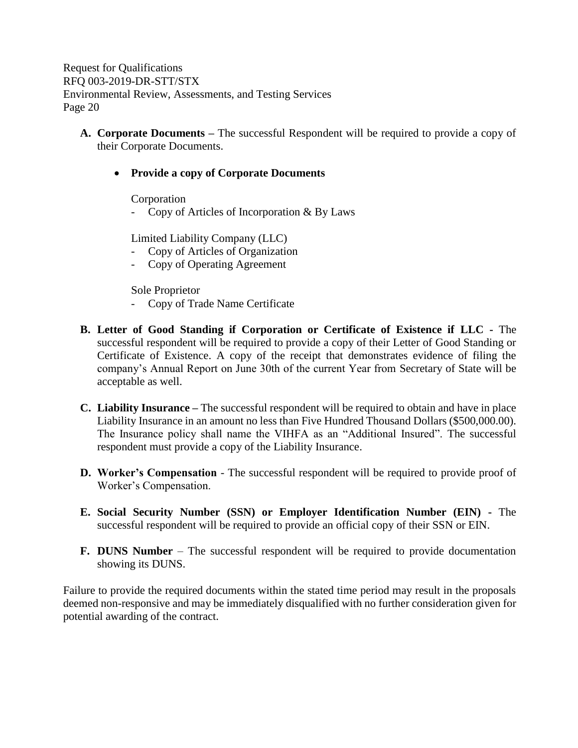A. **Corporate Documents –** The successful Respondent will be required to provide a copy of their Corporate Documents.

   - **Provide a copy of Corporate Documents**

     Corporation
     - Copy of Articles of Incorporation & By Laws

     Limited Liability Company (LLC)
     - Copy of Articles of Organization
     - Copy of Operating Agreement

     Sole Proprietor
     - Copy of Trade Name Certificate

B. **Letter of Good Standing if Corporation or Certificate of Existence if LLC -** The successful respondent will be required to provide a copy of their Letter of Good Standing or Certificate of Existence. A copy of the receipt that demonstrates evidence of filing the company's Annual Report on June 30th of the current Year from Secretary of State will be acceptable as well.

C. **Liability Insurance –** The successful respondent will be required to obtain and have in place Liability Insurance in an amount no less than Five Hundred Thousand Dollars ($500,000.00). The Insurance policy shall name the VIHFA as an "Additional Insured". The successful respondent must provide a copy of the Liability Insurance.

D. **Worker's Compensation** - The successful respondent will be required to provide proof of Worker's Compensation.

E. **Social Security Number (SSN) or Employer Identification Number (EIN)** - The successful respondent will be required to provide an official copy of their SSN or EIN.

F. **DUNS Number** – The successful respondent will be required to provide documentation showing its DUNS.

Failure to provide the required documents within the stated time period may result in the proposals deemed non-responsive and may be immediately disqualified with no further consideration given for potential awarding of the contract.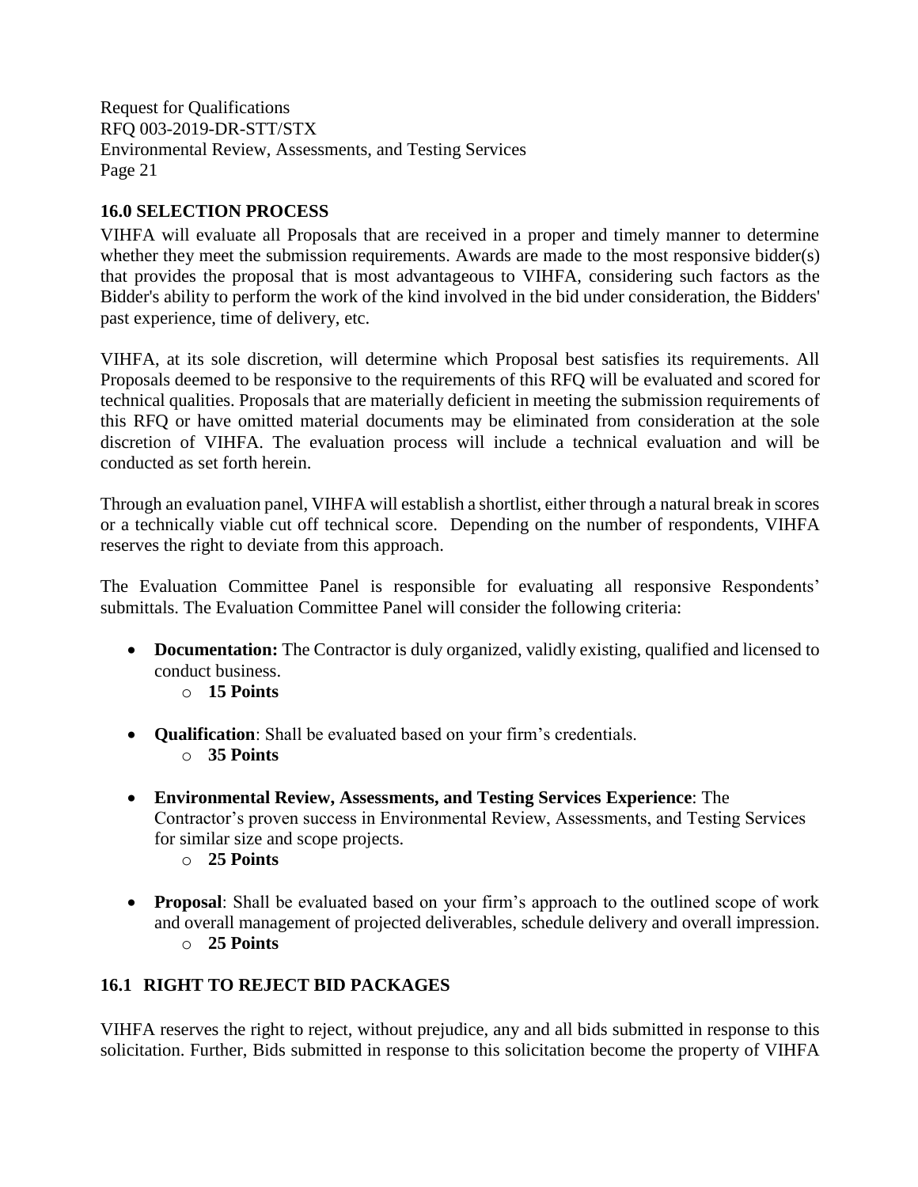## 16.0 SELECTION PROCESS

VIHFA will evaluate all Proposals that are received in a proper and timely manner to determine whether they meet the submission requirements. Awards are made to the most responsive bidder(s) that provides the proposal that is most advantageous to VIHFA, considering such factors as the Bidder's ability to perform the work of the kind involved in the bid under consideration, the Bidders' past experience, time of delivery, etc.

VIHFA, at its sole discretion, will determine which Proposal best satisfies its requirements. All Proposals deemed to be responsive to the requirements of this RFQ will be evaluated and scored for technical qualities. Proposals that are materially deficient in meeting the submission requirements of this RFQ or have omitted material documents may be eliminated from consideration at the sole discretion of VIHFA. The evaluation process will include a technical evaluation and will be conducted as set forth herein.

Through an evaluation panel, VIHFA will establish a shortlist, either through a natural break in scores or a technically viable cut off technical score. Depending on the number of respondents, VIHFA reserves the right to deviate from this approach.

The Evaluation Committee Panel is responsible for evaluating all responsive Respondents' submittals. The Evaluation Committee Panel will consider the following criteria:

- **Documentation:** The Contractor is duly organized, validly existing, qualified and licensed to conduct business.
  - **15 Points**
- **Qualification**: Shall be evaluated based on your firm's credentials.
  - **35 Points**
- **Environmental Review, Assessments, and Testing Services Experience**: The Contractor's proven success in Environmental Review, Assessments, and Testing Services for similar size and scope projects.
  - **25 Points**
- **Proposal**: Shall be evaluated based on your firm's approach to the outlined scope of work and overall management of projected deliverables, schedule delivery and overall impression.
  - **25 Points**

## 16.1 RIGHT TO REJECT BID PACKAGES

VIHFA reserves the right to reject, without prejudice, any and all bids submitted in response to this solicitation. Further, Bids submitted in response to this solicitation become the property of VIHFA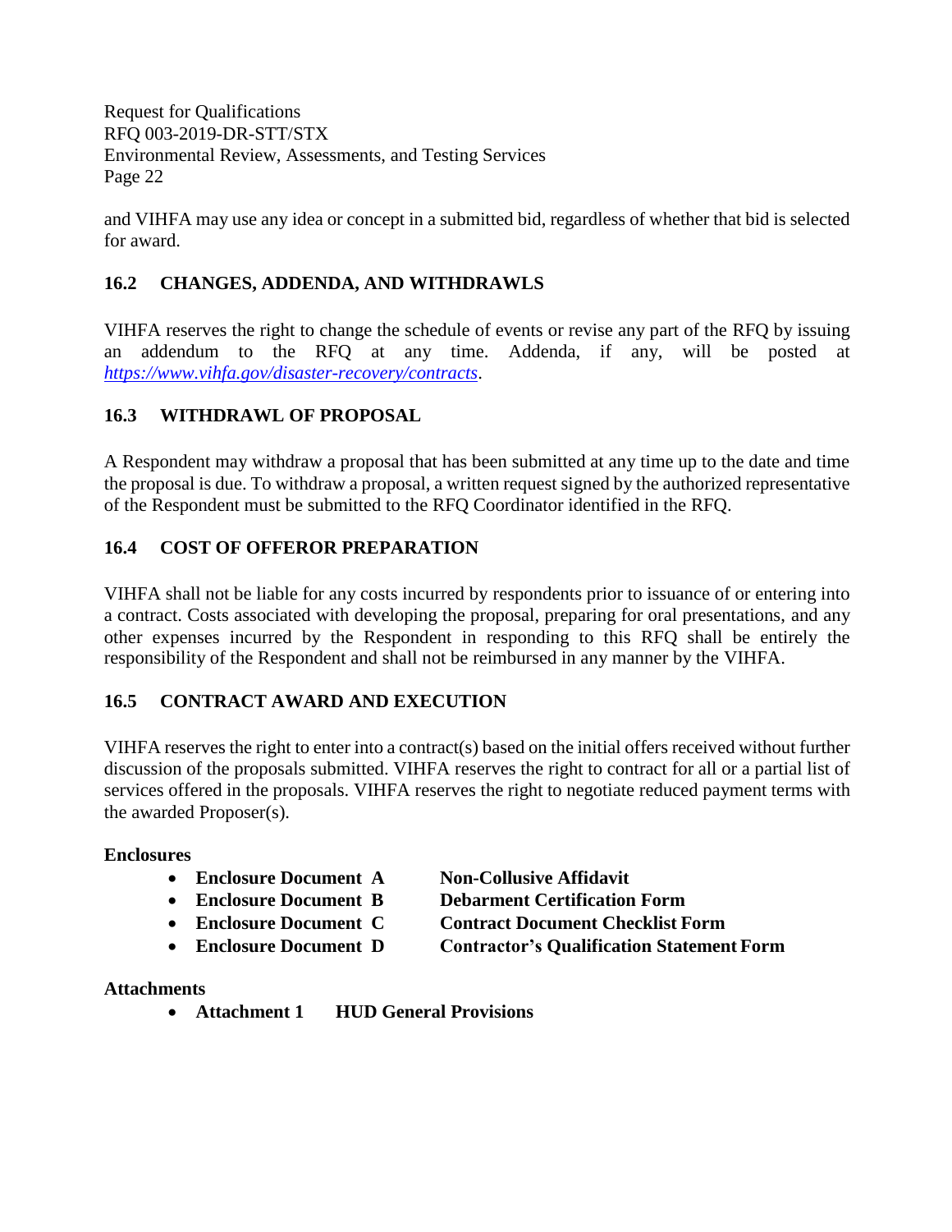and VIHFA may use any idea or concept in a submitted bid, regardless of whether that bid is selected for award.

### 16.2 CHANGES, ADDENDA, AND WITHDRAWLS

VIHFA reserves the right to change the schedule of events or revise any part of the RFQ by issuing an addendum to the RFQ at any time. Addenda, if any, will be posted at *https://www.vihfa.gov/disaster-recovery/contracts*.

### 16.3 WITHDRAWL OF PROPOSAL

A Respondent may withdraw a proposal that has been submitted at any time up to the date and time the proposal is due. To withdraw a proposal, a written request signed by the authorized representative of the Respondent must be submitted to the RFQ Coordinator identified in the RFQ.

### 16.4 COST OF OFFEROR PREPARATION

VIHFA shall not be liable for any costs incurred by respondents prior to issuance of or entering into a contract. Costs associated with developing the proposal, preparing for oral presentations, and any other expenses incurred by the Respondent in responding to this RFQ shall be entirely the responsibility of the Respondent and shall not be reimbursed in any manner by the VIHFA.

### 16.5 CONTRACT AWARD AND EXECUTION

VIHFA reserves the right to enter into a contract(s) based on the initial offers received without further discussion of the proposals submitted. VIHFA reserves the right to contract for all or a partial list of services offered in the proposals. VIHFA reserves the right to negotiate reduced payment terms with the awarded Proposer(s).

**Enclosures**

- **Enclosure Document A** **Non-Collusive Affidavit**
- **Enclosure Document B** **Debarment Certification Form**
- **Enclosure Document C** **Contract Document Checklist Form**
- **Enclosure Document D** **Contractor's Qualification Statement Form**

**Attachments**

- **Attachment 1** **HUD General Provisions**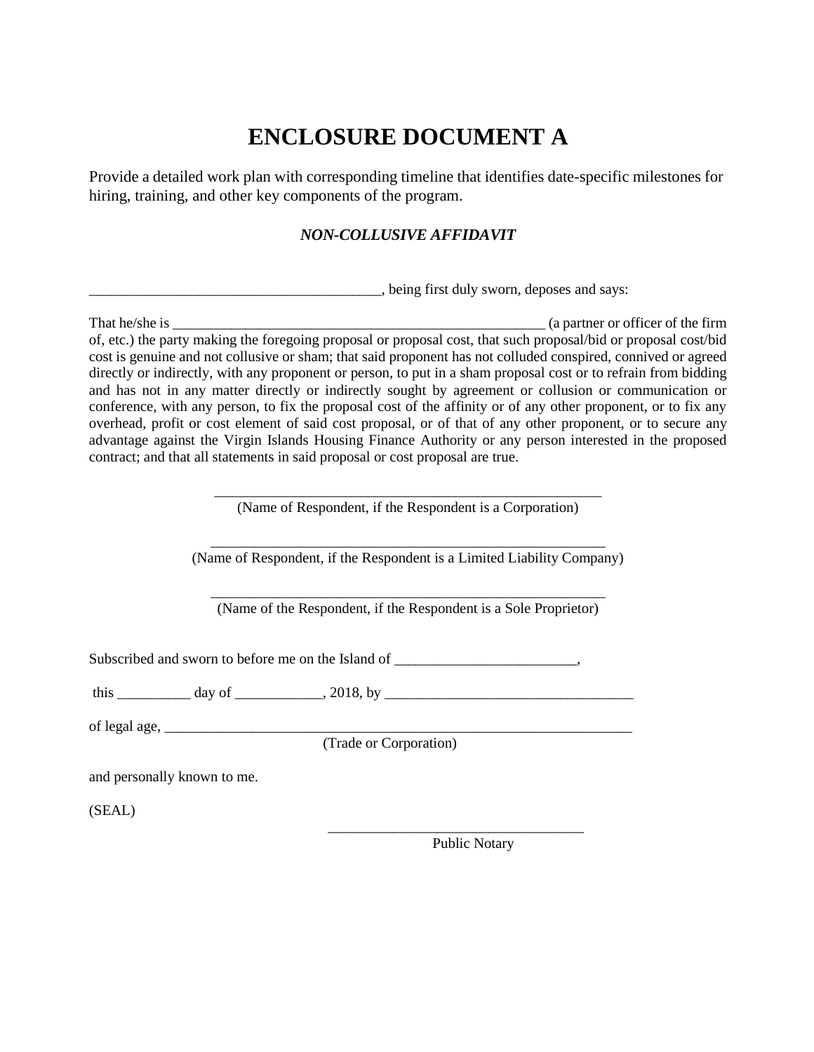# ENCLOSURE DOCUMENT A

Provide a detailed work plan with corresponding timeline that identifies date-specific milestones for hiring, training, and other key components of the program.

### *NON-COLLUSIVE AFFIDAVIT*

________________________________________, being first duly sworn, deposes and says:

That he/she is _____________________________________________________ (a partner or officer of the firm of, etc.) the party making the foregoing proposal or proposal cost, that such proposal/bid or proposal cost/bid cost is genuine and not collusive or sham; that said proponent has not colluded conspired, connived or agreed directly or indirectly, with any proponent or person, to put in a sham proposal cost or to refrain from bidding and has not in any matter directly or indirectly sought by agreement or collusion or communication or conference, with any person, to fix the proposal cost of the affinity or of any other proponent, or to fix any overhead, profit or cost element of said cost proposal, or of that of any other proponent, or to secure any advantage against the Virgin Islands Housing Finance Authority or any person interested in the proposed contract; and that all statements in said proposal or cost proposal are true.

_______________________________________________________
(Name of Respondent, if the Respondent is a Corporation)

_______________________________________________________
(Name of Respondent, if the Respondent is a Limited Liability Company)

_______________________________________________________
(Name of the Respondent, if the Respondent is a Sole Proprietor)

Subscribed and sworn to before me on the Island of _________________________,

this __________ day of ____________, 2018, by __________________________________

of legal age, ____________________________________________________________________
(Trade or Corporation)

and personally known to me.

(SEAL)

___________________________________
Public Notary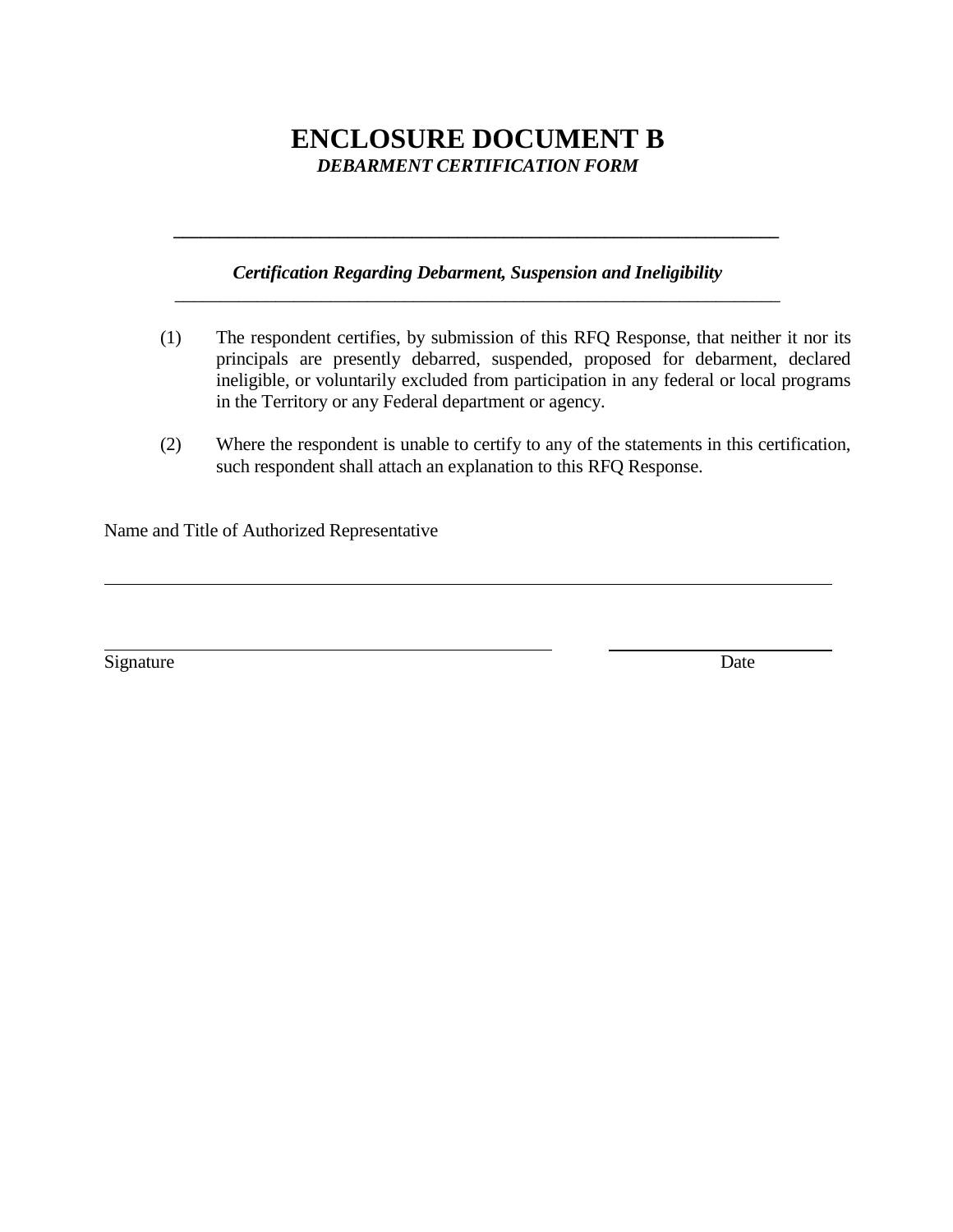# ENCLOSURE DOCUMENT B

***DEBARMENT CERTIFICATION FORM***

---

***Certification Regarding Debarment, Suspension and Ineligibility***

---

(1) The respondent certifies, by submission of this RFQ Response, that neither it nor its principals are presently debarred, suspended, proposed for debarment, declared ineligible, or voluntarily excluded from participation in any federal or local programs in the Territory or any Federal department or agency.

(2) Where the respondent is unable to certify to any of the statements in this certification, such respondent shall attach an explanation to this RFQ Response.

Name and Title of Authorized Representative

\_\_\_\_\_\_\_\_\_\_\_\_\_\_\_\_\_\_\_\_\_\_\_\_\_\_\_\_\_\_\_\_\_\_\_\_\_\_\_\_\_\_\_\_\_\_\_\_\_\_\_\_\_\_\_\_\_\_\_\_

\_\_\_\_\_\_\_\_\_\_\_\_\_\_\_\_\_\_\_\_\_\_\_\_\_\_\_\_\_\_\_\_\_\_\_\_\_\_\_\_ \_\_\_\_\_\_\_\_\_\_\_\_\_\_\_\_\_\_\_\_

Signature Date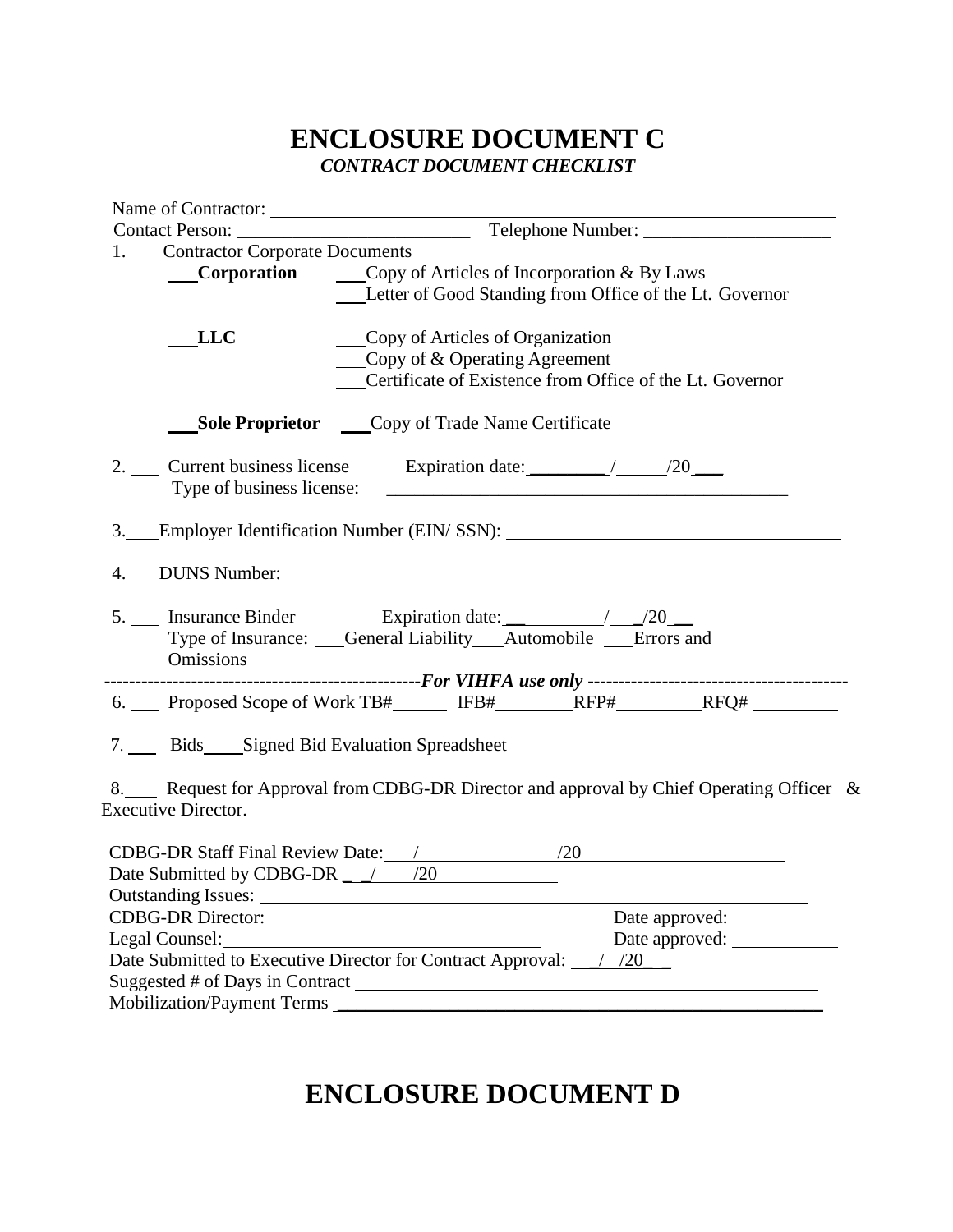# ENCLOSURE DOCUMENT C

***CONTRACT DOCUMENT CHECKLIST***

Name of Contractor: ____________________________________________________________

Contact Person: _________________________ Telephone Number: ____________________

1.____Contractor Corporate Documents

___**Corporation** ___Copy of Articles of Incorporation & By Laws
___Letter of Good Standing from Office of the Lt. Governor

___**LLC** ___Copy of Articles of Organization
___Copy of & Operating Agreement
___Certificate of Existence from Office of the Lt. Governor

___**Sole Proprietor** ___Copy of Trade Name Certificate

2. ___ Current business license Expiration date: ________/_____/20___
Type of business license: _____________________________________________

3.___Employer Identification Number (EIN/ SSN): ___________________________________

4.___DUNS Number: _______________________________________________________

5. ___ Insurance Binder Expiration date: __________/___/20 __
Type of Insurance: ___General Liability___Automobile ___Errors and Omissions

--------------------------------------------------***For VIHFA use only***------------------------------------------

6. ___ Proposed Scope of Work TB#______ IFB#________RFP#_________RFQ# _________

7. ___ Bids____Signed Bid Evaluation Spreadsheet

8.___ Request for Approval from CDBG-DR Director and approval by Chief Operating Officer & Executive Director.

CDBG-DR Staff Final Review Date:___/_______________/20______________________

Date Submitted by CDBG-DR _ _/____/20_____________

Outstanding Issues: ______________________________________________________

CDBG-DR Director:___________________________ Date approved: ___________

Legal Counsel:_________________________________ Date approved: ___________

Date Submitted to Executive Director for Contract Approval: __/_ /20_ _

Suggested # of Days in Contract ____________________________________________

Mobilization/Payment Terms ______________________________________________

# ENCLOSURE DOCUMENT D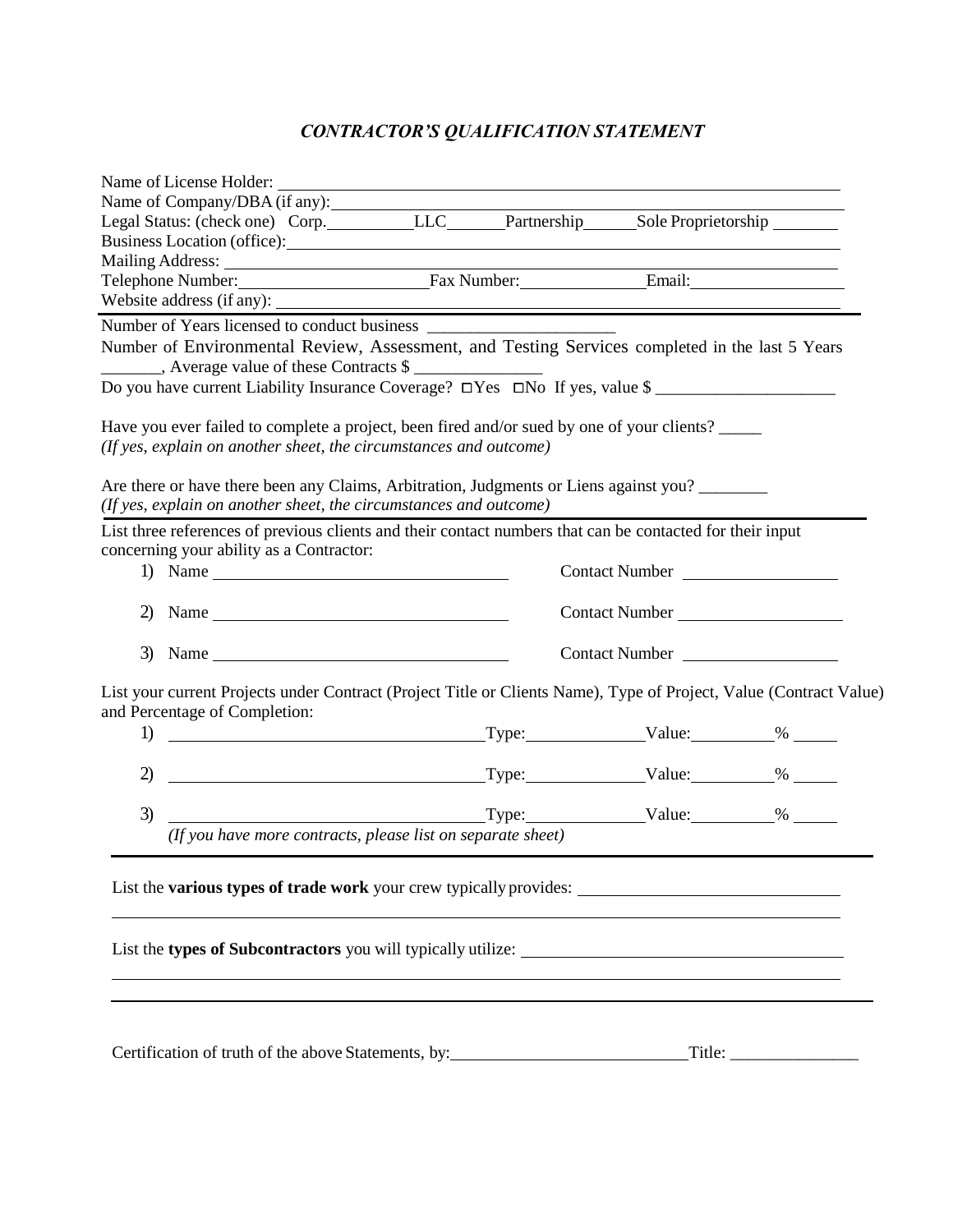# *CONTRACTOR'S QUALIFICATION STATEMENT*

Name of License Holder: \_\_\_\_\_\_\_\_\_\_\_\_\_\_\_\_\_\_\_\_\_\_\_\_\_\_\_\_\_\_\_\_\_\_\_\_\_\_\_\_

Name of Company/DBA (if any): \_\_\_\_\_\_\_\_\_\_\_\_\_\_\_\_\_\_\_\_\_\_\_\_\_\_\_\_\_\_\_\_\_\_\_\_

Legal Status: (check one) Corp.\_\_\_\_\_\_\_\_\_\_ LLC\_\_\_\_\_\_\_ Partnership\_\_\_\_\_\_ Sole Proprietorship \_\_\_\_\_\_\_\_

Business Location (office): \_\_\_\_\_\_\_\_\_\_\_\_\_\_\_\_\_\_\_\_\_\_\_\_\_\_\_\_\_\_\_\_\_\_\_\_\_\_\_\_

Mailing Address: \_\_\_\_\_\_\_\_\_\_\_\_\_\_\_\_\_\_\_\_\_\_\_\_\_\_\_\_\_\_\_\_\_\_\_\_\_\_\_\_

Telephone Number: \_\_\_\_\_\_\_\_\_\_\_\_\_\_\_\_\_\_\_\_ Fax Number: \_\_\_\_\_\_\_\_\_\_\_\_\_\_\_\_ Email: \_\_\_\_\_\_\_\_\_\_\_\_\_\_\_\_\_\_

Website address (if any): \_\_\_\_\_\_\_\_\_\_\_\_\_\_\_\_\_\_\_\_\_\_\_\_\_\_\_\_\_\_\_\_\_\_\_\_\_\_\_\_

---

Number of Years licensed to conduct business \_\_\_\_\_\_\_\_\_\_\_\_\_\_\_\_\_\_\_\_\_\_

Number of Environmental Review, Assessment, and Testing Services completed in the last 5 Years \_\_\_\_\_\_\_, Average value of these Contracts $ \_\_\_\_\_\_\_\_\_\_\_\_\_\_\_

Do you have current Liability Insurance Coverage? ☐Yes ☐No If yes, value $ \_\_\_\_\_\_\_\_\_\_\_\_\_\_\_\_\_\_\_\_\_

Have you ever failed to complete a project, been fired and/or sued by one of your clients? \_\_\_\_\_
*(If yes, explain on another sheet, the circumstances and outcome)*

Are there or have there been any Claims, Arbitration, Judgments or Liens against you? \_\_\_\_\_\_\_\_
*(If yes, explain on another sheet, the circumstances and outcome)*

---

List three references of previous clients and their contact numbers that can be contacted for their input concerning your ability as a Contractor:

1) Name \_\_\_\_\_\_\_\_\_\_\_\_\_\_\_\_\_\_\_\_\_\_\_\_\_\_\_\_\_\_ Contact Number \_\_\_\_\_\_\_\_\_\_\_\_\_\_\_\_\_\_

2) Name \_\_\_\_\_\_\_\_\_\_\_\_\_\_\_\_\_\_\_\_\_\_\_\_\_\_\_\_\_\_ Contact Number \_\_\_\_\_\_\_\_\_\_\_\_\_\_\_\_\_\_

3) Name \_\_\_\_\_\_\_\_\_\_\_\_\_\_\_\_\_\_\_\_\_\_\_\_\_\_\_\_\_\_ Contact Number \_\_\_\_\_\_\_\_\_\_\_\_\_\_\_\_\_\_

List your current Projects under Contract (Project Title or Clients Name), Type of Project, Value (Contract Value) and Percentage of Completion:

1) \_\_\_\_\_\_\_\_\_\_\_\_\_\_\_\_\_\_\_\_\_\_\_\_\_\_\_\_\_\_\_\_\_\_ Type: \_\_\_\_\_\_\_\_\_\_\_\_\_\_ Value: \_\_\_\_\_\_\_\_\_\_ % \_\_\_\_\_

2) \_\_\_\_\_\_\_\_\_\_\_\_\_\_\_\_\_\_\_\_\_\_\_\_\_\_\_\_\_\_\_\_\_\_ Type: \_\_\_\_\_\_\_\_\_\_\_\_\_\_ Value: \_\_\_\_\_\_\_\_\_\_ % \_\_\_\_\_

3) \_\_\_\_\_\_\_\_\_\_\_\_\_\_\_\_\_\_\_\_\_\_\_\_\_\_\_\_\_\_\_\_\_\_ Type: \_\_\_\_\_\_\_\_\_\_\_\_\_\_ Value: \_\_\_\_\_\_\_\_\_\_ % \_\_\_\_\_

*(If you have more contracts, please list on separate sheet)*

---

List the **various types of trade work** your crew typically provides: \_\_\_\_\_\_\_\_\_\_\_\_\_\_\_\_\_\_\_\_\_\_\_\_\_\_\_\_\_\_

\_\_\_\_\_\_\_\_\_\_\_\_\_\_\_\_\_\_\_\_\_\_\_\_\_\_\_\_\_\_\_\_\_\_\_\_\_\_\_\_\_\_\_\_\_\_\_\_\_\_\_\_\_\_\_\_\_\_\_\_\_\_\_\_\_\_\_\_\_\_\_\_\_\_\_\_

List the **types of Subcontractors** you will typically utilize: \_\_\_\_\_\_\_\_\_\_\_\_\_\_\_\_\_\_\_\_\_\_\_\_\_\_\_\_\_\_\_\_\_\_\_\_\_\_

\_\_\_\_\_\_\_\_\_\_\_\_\_\_\_\_\_\_\_\_\_\_\_\_\_\_\_\_\_\_\_\_\_\_\_\_\_\_\_\_\_\_\_\_\_\_\_\_\_\_\_\_\_\_\_\_\_\_\_\_\_\_\_\_\_\_\_\_\_\_\_\_\_\_\_\_

---

Certification of truth of the above Statements, by: \_\_\_\_\_\_\_\_\_\_\_\_\_\_\_\_\_\_\_\_\_\_\_\_\_\_\_\_ Title: \_\_\_\_\_\_\_\_\_\_\_\_\_\_\_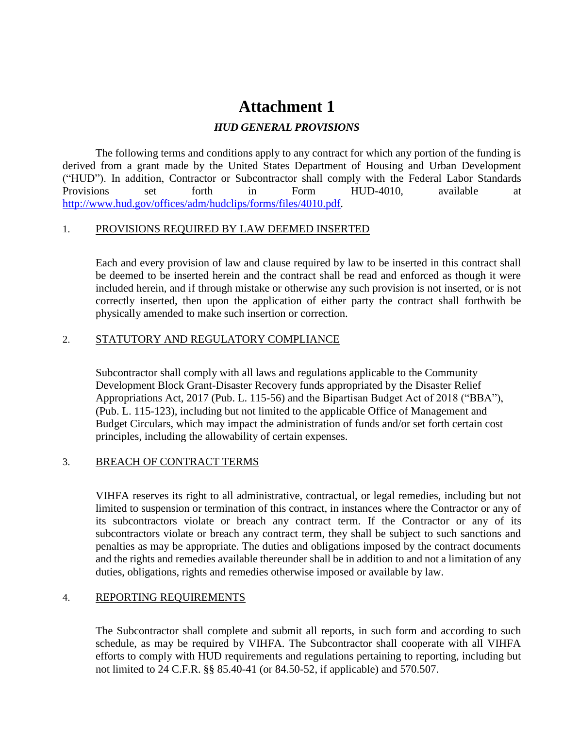# Attachment 1

## *HUD GENERAL PROVISIONS*

The following terms and conditions apply to any contract for which any portion of the funding is derived from a grant made by the United States Department of Housing and Urban Development ("HUD"). In addition, Contractor or Subcontractor shall comply with the Federal Labor Standards Provisions set forth in Form HUD-4010, available at http://www.hud.gov/offices/adm/hudclips/forms/files/4010.pdf.

1. PROVISIONS REQUIRED BY LAW DEEMED INSERTED

Each and every provision of law and clause required by law to be inserted in this contract shall be deemed to be inserted herein and the contract shall be read and enforced as though it were included herein, and if through mistake or otherwise any such provision is not inserted, or is not correctly inserted, then upon the application of either party the contract shall forthwith be physically amended to make such insertion or correction.

2. STATUTORY AND REGULATORY COMPLIANCE

Subcontractor shall comply with all laws and regulations applicable to the Community Development Block Grant-Disaster Recovery funds appropriated by the Disaster Relief Appropriations Act, 2017 (Pub. L. 115-56) and the Bipartisan Budget Act of 2018 ("BBA"), (Pub. L. 115-123), including but not limited to the applicable Office of Management and Budget Circulars, which may impact the administration of funds and/or set forth certain cost principles, including the allowability of certain expenses.

3. BREACH OF CONTRACT TERMS

VIHFA reserves its right to all administrative, contractual, or legal remedies, including but not limited to suspension or termination of this contract, in instances where the Contractor or any of its subcontractors violate or breach any contract term. If the Contractor or any of its subcontractors violate or breach any contract term, they shall be subject to such sanctions and penalties as may be appropriate. The duties and obligations imposed by the contract documents and the rights and remedies available thereunder shall be in addition to and not a limitation of any duties, obligations, rights and remedies otherwise imposed or available by law.

4. REPORTING REQUIREMENTS

The Subcontractor shall complete and submit all reports, in such form and according to such schedule, as may be required by VIHFA. The Subcontractor shall cooperate with all VIHFA efforts to comply with HUD requirements and regulations pertaining to reporting, including but not limited to 24 C.F.R. §§ 85.40-41 (or 84.50-52, if applicable) and 570.507.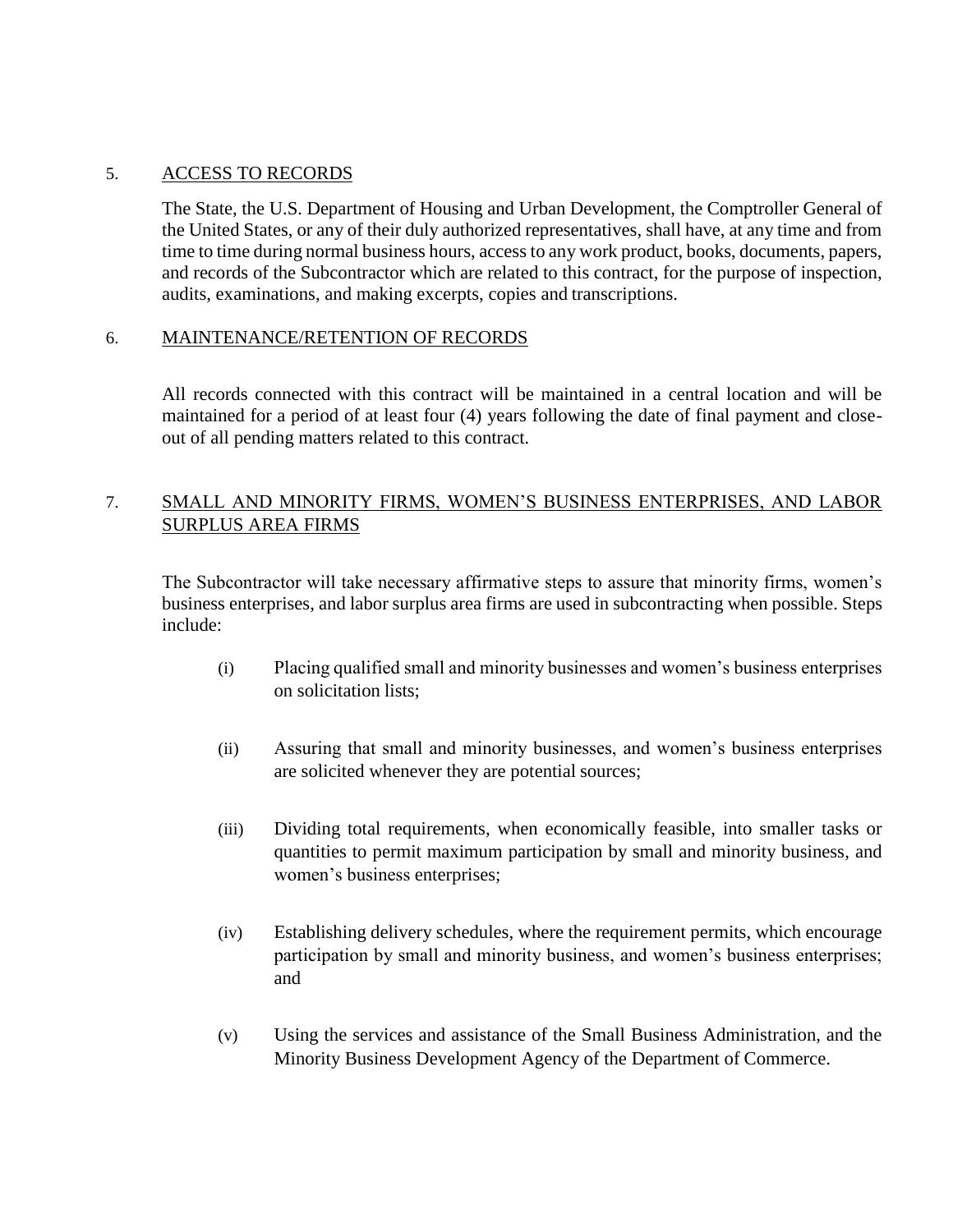5. <u>ACCESS TO RECORDS</u>

The State, the U.S. Department of Housing and Urban Development, the Comptroller General of the United States, or any of their duly authorized representatives, shall have, at any time and from time to time during normal business hours, access to any work product, books, documents, papers, and records of the Subcontractor which are related to this contract, for the purpose of inspection, audits, examinations, and making excerpts, copies and transcriptions.

6. <u>MAINTENANCE/RETENTION OF RECORDS</u>

All records connected with this contract will be maintained in a central location and will be maintained for a period of at least four (4) years following the date of final payment and close-out of all pending matters related to this contract.

7. <u>SMALL AND MINORITY FIRMS, WOMEN'S BUSINESS ENTERPRISES, AND LABOR SURPLUS AREA FIRMS</u>

The Subcontractor will take necessary affirmative steps to assure that minority firms, women's business enterprises, and labor surplus area firms are used in subcontracting when possible. Steps include:

(i) Placing qualified small and minority businesses and women's business enterprises on solicitation lists;

(ii) Assuring that small and minority businesses, and women's business enterprises are solicited whenever they are potential sources;

(iii) Dividing total requirements, when economically feasible, into smaller tasks or quantities to permit maximum participation by small and minority business, and women's business enterprises;

(iv) Establishing delivery schedules, where the requirement permits, which encourage participation by small and minority business, and women's business enterprises; and

(v) Using the services and assistance of the Small Business Administration, and the Minority Business Development Agency of the Department of Commerce.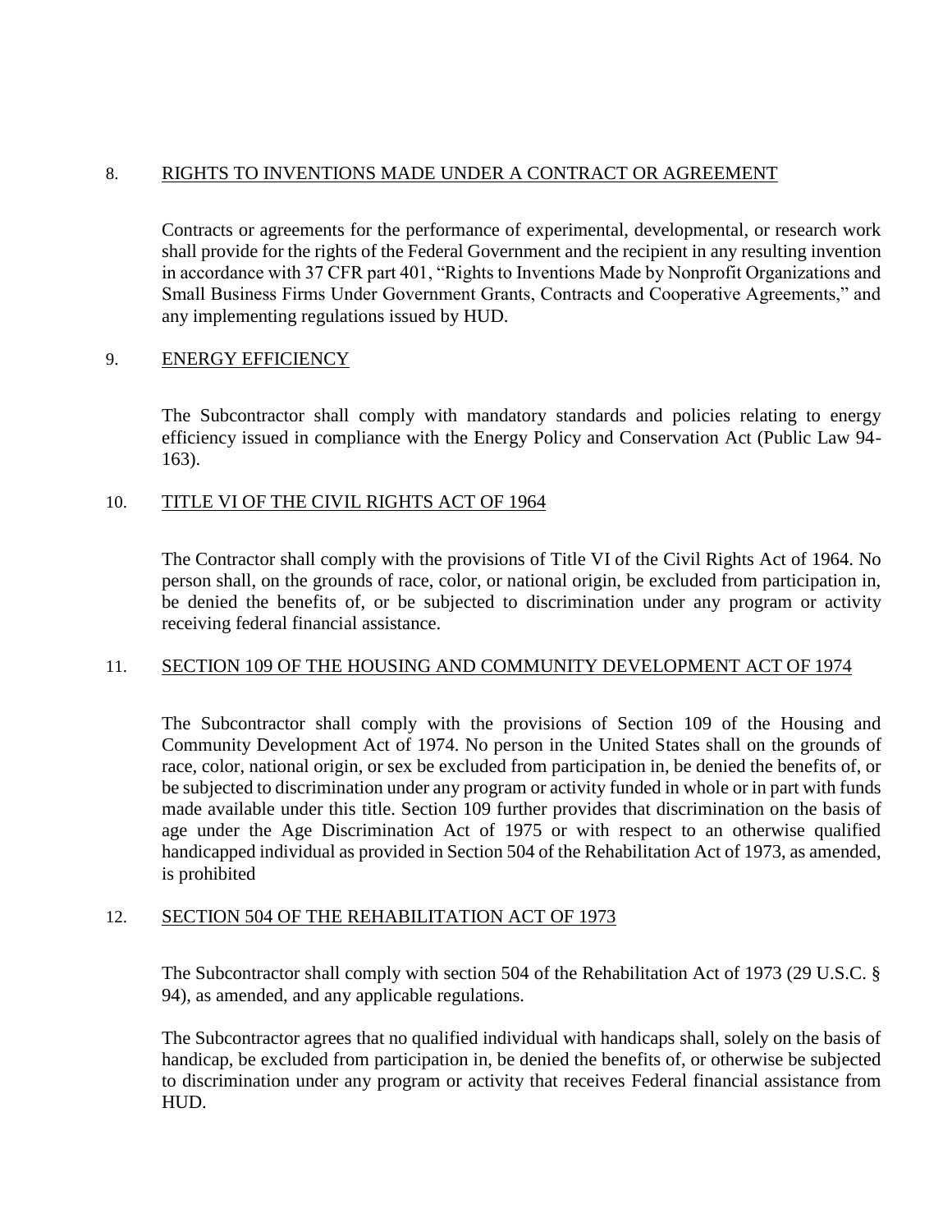## 8. RIGHTS TO INVENTIONS MADE UNDER A CONTRACT OR AGREEMENT

Contracts or agreements for the performance of experimental, developmental, or research work shall provide for the rights of the Federal Government and the recipient in any resulting invention in accordance with 37 CFR part 401, "Rights to Inventions Made by Nonprofit Organizations and Small Business Firms Under Government Grants, Contracts and Cooperative Agreements," and any implementing regulations issued by HUD.

## 9. ENERGY EFFICIENCY

The Subcontractor shall comply with mandatory standards and policies relating to energy efficiency issued in compliance with the Energy Policy and Conservation Act (Public Law 94-163).

## 10. TITLE VI OF THE CIVIL RIGHTS ACT OF 1964

The Contractor shall comply with the provisions of Title VI of the Civil Rights Act of 1964. No person shall, on the grounds of race, color, or national origin, be excluded from participation in, be denied the benefits of, or be subjected to discrimination under any program or activity receiving federal financial assistance.

## 11. SECTION 109 OF THE HOUSING AND COMMUNITY DEVELOPMENT ACT OF 1974

The Subcontractor shall comply with the provisions of Section 109 of the Housing and Community Development Act of 1974. No person in the United States shall on the grounds of race, color, national origin, or sex be excluded from participation in, be denied the benefits of, or be subjected to discrimination under any program or activity funded in whole or in part with funds made available under this title. Section 109 further provides that discrimination on the basis of age under the Age Discrimination Act of 1975 or with respect to an otherwise qualified handicapped individual as provided in Section 504 of the Rehabilitation Act of 1973, as amended, is prohibited

## 12. SECTION 504 OF THE REHABILITATION ACT OF 1973

The Subcontractor shall comply with section 504 of the Rehabilitation Act of 1973 (29 U.S.C. § 94), as amended, and any applicable regulations.

The Subcontractor agrees that no qualified individual with handicaps shall, solely on the basis of handicap, be excluded from participation in, be denied the benefits of, or otherwise be subjected to discrimination under any program or activity that receives Federal financial assistance from HUD.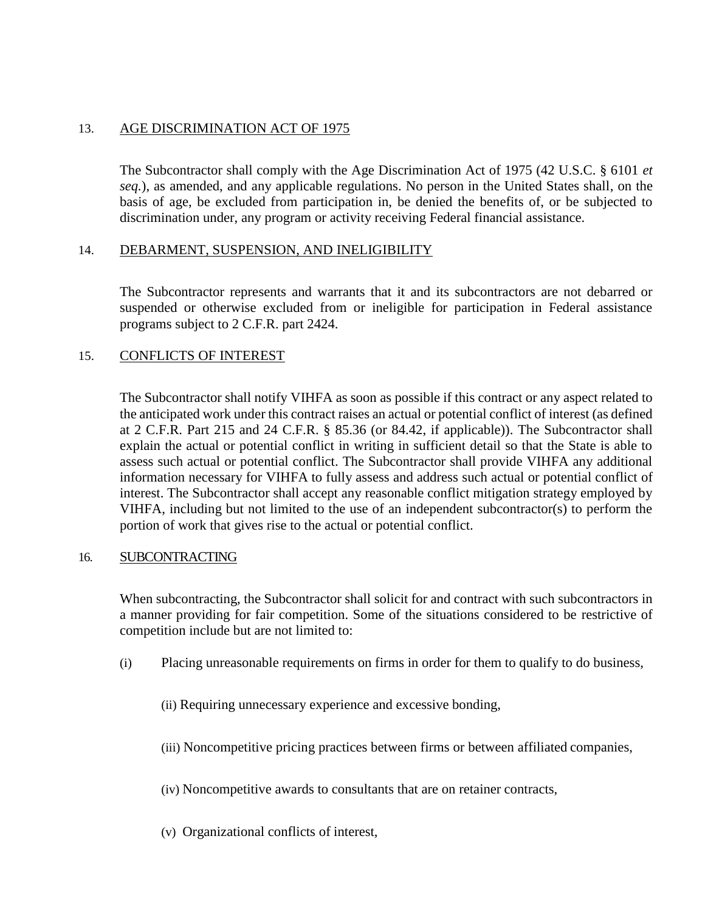## 13. AGE DISCRIMINATION ACT OF 1975

The Subcontractor shall comply with the Age Discrimination Act of 1975 (42 U.S.C. § 6101 *et seq.*), as amended, and any applicable regulations. No person in the United States shall, on the basis of age, be excluded from participation in, be denied the benefits of, or be subjected to discrimination under, any program or activity receiving Federal financial assistance.

## 14. DEBARMENT, SUSPENSION, AND INELIGIBILITY

The Subcontractor represents and warrants that it and its subcontractors are not debarred or suspended or otherwise excluded from or ineligible for participation in Federal assistance programs subject to 2 C.F.R. part 2424.

## 15. CONFLICTS OF INTEREST

The Subcontractor shall notify VIHFA as soon as possible if this contract or any aspect related to the anticipated work under this contract raises an actual or potential conflict of interest (as defined at 2 C.F.R. Part 215 and 24 C.F.R. § 85.36 (or 84.42, if applicable)). The Subcontractor shall explain the actual or potential conflict in writing in sufficient detail so that the State is able to assess such actual or potential conflict. The Subcontractor shall provide VIHFA any additional information necessary for VIHFA to fully assess and address such actual or potential conflict of interest. The Subcontractor shall accept any reasonable conflict mitigation strategy employed by VIHFA, including but not limited to the use of an independent subcontractor(s) to perform the portion of work that gives rise to the actual or potential conflict.

## 16. SUBCONTRACTING

When subcontracting, the Subcontractor shall solicit for and contract with such subcontractors in a manner providing for fair competition. Some of the situations considered to be restrictive of competition include but are not limited to:

(i) Placing unreasonable requirements on firms in order for them to qualify to do business,

(ii) Requiring unnecessary experience and excessive bonding,

(iii) Noncompetitive pricing practices between firms or between affiliated companies,

(iv) Noncompetitive awards to consultants that are on retainer contracts,

(v) Organizational conflicts of interest,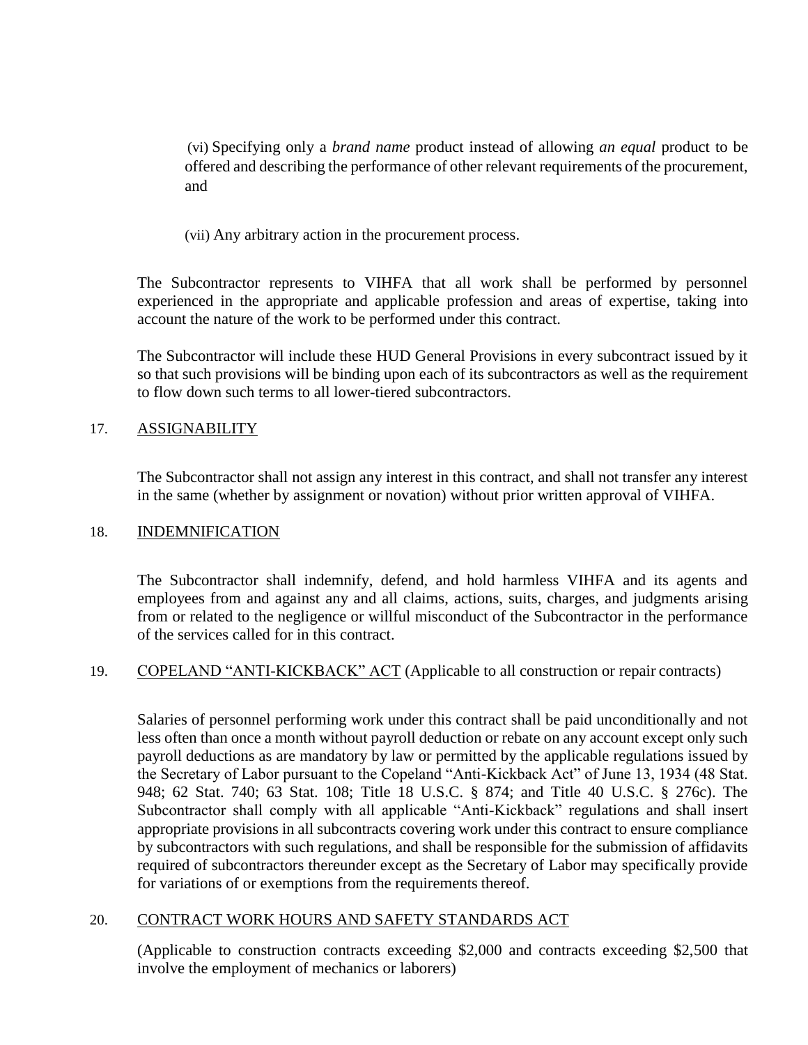(vi) Specifying only a *brand name* product instead of allowing *an equal* product to be offered and describing the performance of other relevant requirements of the procurement, and

(vii) Any arbitrary action in the procurement process.

The Subcontractor represents to VIHFA that all work shall be performed by personnel experienced in the appropriate and applicable profession and areas of expertise, taking into account the nature of the work to be performed under this contract.

The Subcontractor will include these HUD General Provisions in every subcontract issued by it so that such provisions will be binding upon each of its subcontractors as well as the requirement to flow down such terms to all lower-tiered subcontractors.

17. ASSIGNABILITY

The Subcontractor shall not assign any interest in this contract, and shall not transfer any interest in the same (whether by assignment or novation) without prior written approval of VIHFA.

18. INDEMNIFICATION

The Subcontractor shall indemnify, defend, and hold harmless VIHFA and its agents and employees from and against any and all claims, actions, suits, charges, and judgments arising from or related to the negligence or willful misconduct of the Subcontractor in the performance of the services called for in this contract.

19. COPELAND "ANTI-KICKBACK" ACT (Applicable to all construction or repair contracts)

Salaries of personnel performing work under this contract shall be paid unconditionally and not less often than once a month without payroll deduction or rebate on any account except only such payroll deductions as are mandatory by law or permitted by the applicable regulations issued by the Secretary of Labor pursuant to the Copeland "Anti-Kickback Act" of June 13, 1934 (48 Stat. 948; 62 Stat. 740; 63 Stat. 108; Title 18 U.S.C. § 874; and Title 40 U.S.C. § 276c). The Subcontractor shall comply with all applicable "Anti-Kickback" regulations and shall insert appropriate provisions in all subcontracts covering work under this contract to ensure compliance by subcontractors with such regulations, and shall be responsible for the submission of affidavits required of subcontractors thereunder except as the Secretary of Labor may specifically provide for variations of or exemptions from the requirements thereof.

20. CONTRACT WORK HOURS AND SAFETY STANDARDS ACT

(Applicable to construction contracts exceeding $2,000 and contracts exceeding $2,500 that involve the employment of mechanics or laborers)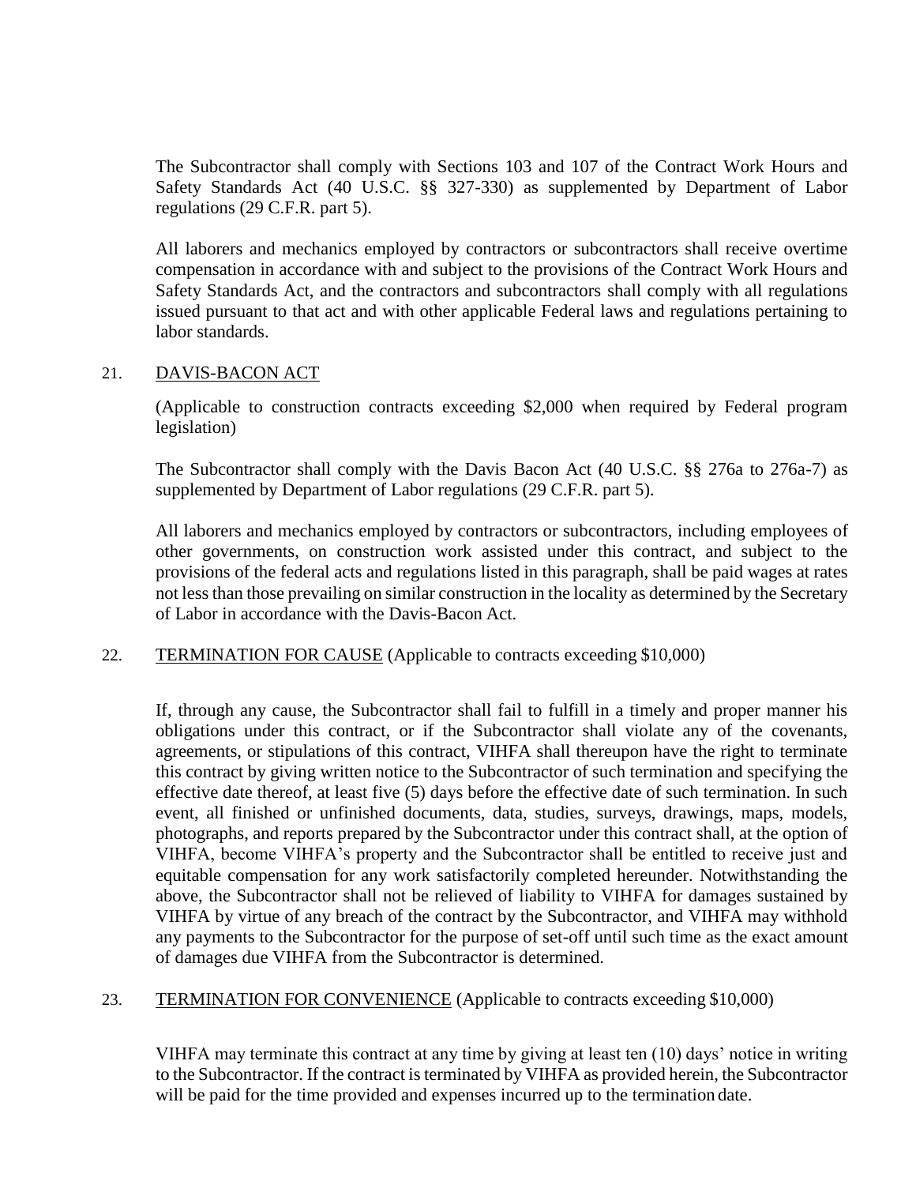The Subcontractor shall comply with Sections 103 and 107 of the Contract Work Hours and Safety Standards Act (40 U.S.C. §§ 327-330) as supplemented by Department of Labor regulations (29 C.F.R. part 5).

All laborers and mechanics employed by contractors or subcontractors shall receive overtime compensation in accordance with and subject to the provisions of the Contract Work Hours and Safety Standards Act, and the contractors and subcontractors shall comply with all regulations issued pursuant to that act and with other applicable Federal laws and regulations pertaining to labor standards.

21. <u>DAVIS-BACON ACT</u>

(Applicable to construction contracts exceeding $2,000 when required by Federal program legislation)

The Subcontractor shall comply with the Davis Bacon Act (40 U.S.C. §§ 276a to 276a-7) as supplemented by Department of Labor regulations (29 C.F.R. part 5).

All laborers and mechanics employed by contractors or subcontractors, including employees of other governments, on construction work assisted under this contract, and subject to the provisions of the federal acts and regulations listed in this paragraph, shall be paid wages at rates not less than those prevailing on similar construction in the locality as determined by the Secretary of Labor in accordance with the Davis-Bacon Act.

22. <u>TERMINATION FOR CAUSE</u> (Applicable to contracts exceeding $10,000)

If, through any cause, the Subcontractor shall fail to fulfill in a timely and proper manner his obligations under this contract, or if the Subcontractor shall violate any of the covenants, agreements, or stipulations of this contract, VIHFA shall thereupon have the right to terminate this contract by giving written notice to the Subcontractor of such termination and specifying the effective date thereof, at least five (5) days before the effective date of such termination. In such event, all finished or unfinished documents, data, studies, surveys, drawings, maps, models, photographs, and reports prepared by the Subcontractor under this contract shall, at the option of VIHFA, become VIHFA's property and the Subcontractor shall be entitled to receive just and equitable compensation for any work satisfactorily completed hereunder. Notwithstanding the above, the Subcontractor shall not be relieved of liability to VIHFA for damages sustained by VIHFA by virtue of any breach of the contract by the Subcontractor, and VIHFA may withhold any payments to the Subcontractor for the purpose of set-off until such time as the exact amount of damages due VIHFA from the Subcontractor is determined.

23. <u>TERMINATION FOR CONVENIENCE</u> (Applicable to contracts exceeding $10,000)

VIHFA may terminate this contract at any time by giving at least ten (10) days' notice in writing to the Subcontractor. If the contract is terminated by VIHFA as provided herein, the Subcontractor will be paid for the time provided and expenses incurred up to the termination date.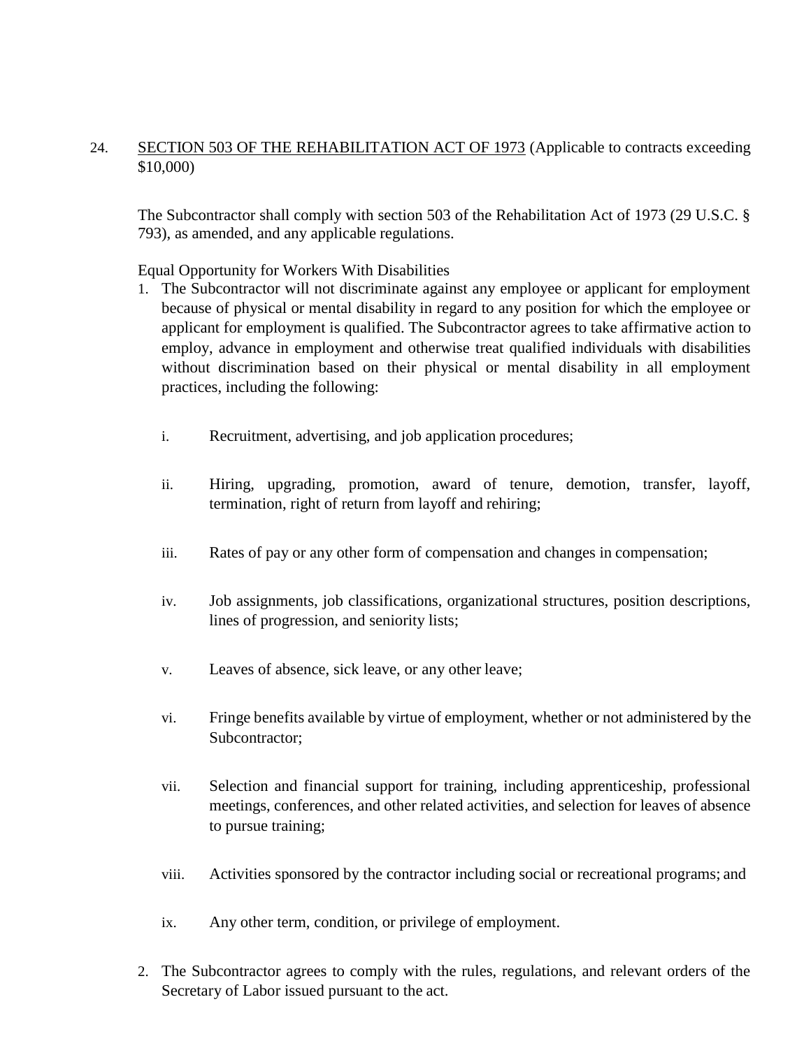24. <u>SECTION 503 OF THE REHABILITATION ACT OF 1973</u> (Applicable to contracts exceeding $10,000)

The Subcontractor shall comply with section 503 of the Rehabilitation Act of 1973 (29 U.S.C. § 793), as amended, and any applicable regulations.

Equal Opportunity for Workers With Disabilities

1. The Subcontractor will not discriminate against any employee or applicant for employment because of physical or mental disability in regard to any position for which the employee or applicant for employment is qualified. The Subcontractor agrees to take affirmative action to employ, advance in employment and otherwise treat qualified individuals with disabilities without discrimination based on their physical or mental disability in all employment practices, including the following:

   i. Recruitment, advertising, and job application procedures;

   ii. Hiring, upgrading, promotion, award of tenure, demotion, transfer, layoff, termination, right of return from layoff and rehiring;

   iii. Rates of pay or any other form of compensation and changes in compensation;

   iv. Job assignments, job classifications, organizational structures, position descriptions, lines of progression, and seniority lists;

   v. Leaves of absence, sick leave, or any other leave;

   vi. Fringe benefits available by virtue of employment, whether or not administered by the Subcontractor;

   vii. Selection and financial support for training, including apprenticeship, professional meetings, conferences, and other related activities, and selection for leaves of absence to pursue training;

   viii. Activities sponsored by the contractor including social or recreational programs; and

   ix. Any other term, condition, or privilege of employment.

2. The Subcontractor agrees to comply with the rules, regulations, and relevant orders of the Secretary of Labor issued pursuant to the act.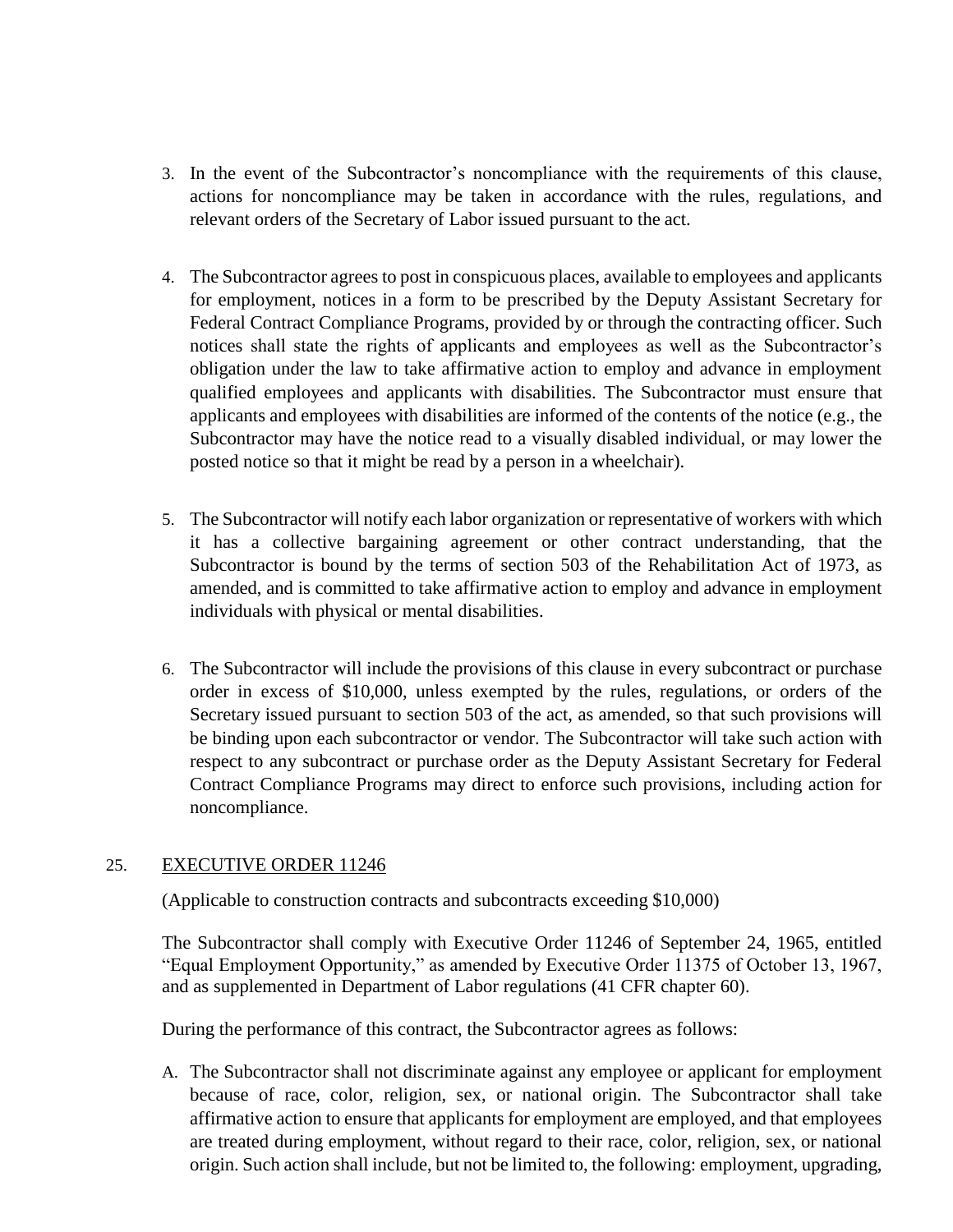3. In the event of the Subcontractor's noncompliance with the requirements of this clause, actions for noncompliance may be taken in accordance with the rules, regulations, and relevant orders of the Secretary of Labor issued pursuant to the act.

4. The Subcontractor agrees to post in conspicuous places, available to employees and applicants for employment, notices in a form to be prescribed by the Deputy Assistant Secretary for Federal Contract Compliance Programs, provided by or through the contracting officer. Such notices shall state the rights of applicants and employees as well as the Subcontractor's obligation under the law to take affirmative action to employ and advance in employment qualified employees and applicants with disabilities. The Subcontractor must ensure that applicants and employees with disabilities are informed of the contents of the notice (e.g., the Subcontractor may have the notice read to a visually disabled individual, or may lower the posted notice so that it might be read by a person in a wheelchair).

5. The Subcontractor will notify each labor organization or representative of workers with which it has a collective bargaining agreement or other contract understanding, that the Subcontractor is bound by the terms of section 503 of the Rehabilitation Act of 1973, as amended, and is committed to take affirmative action to employ and advance in employment individuals with physical or mental disabilities.

6. The Subcontractor will include the provisions of this clause in every subcontract or purchase order in excess of $10,000, unless exempted by the rules, regulations, or orders of the Secretary issued pursuant to section 503 of the act, as amended, so that such provisions will be binding upon each subcontractor or vendor. The Subcontractor will take such action with respect to any subcontract or purchase order as the Deputy Assistant Secretary for Federal Contract Compliance Programs may direct to enforce such provisions, including action for noncompliance.

## 25. EXECUTIVE ORDER 11246

(Applicable to construction contracts and subcontracts exceeding $10,000)

The Subcontractor shall comply with Executive Order 11246 of September 24, 1965, entitled "Equal Employment Opportunity," as amended by Executive Order 11375 of October 13, 1967, and as supplemented in Department of Labor regulations (41 CFR chapter 60).

During the performance of this contract, the Subcontractor agrees as follows:

A. The Subcontractor shall not discriminate against any employee or applicant for employment because of race, color, religion, sex, or national origin. The Subcontractor shall take affirmative action to ensure that applicants for employment are employed, and that employees are treated during employment, without regard to their race, color, religion, sex, or national origin. Such action shall include, but not be limited to, the following: employment, upgrading,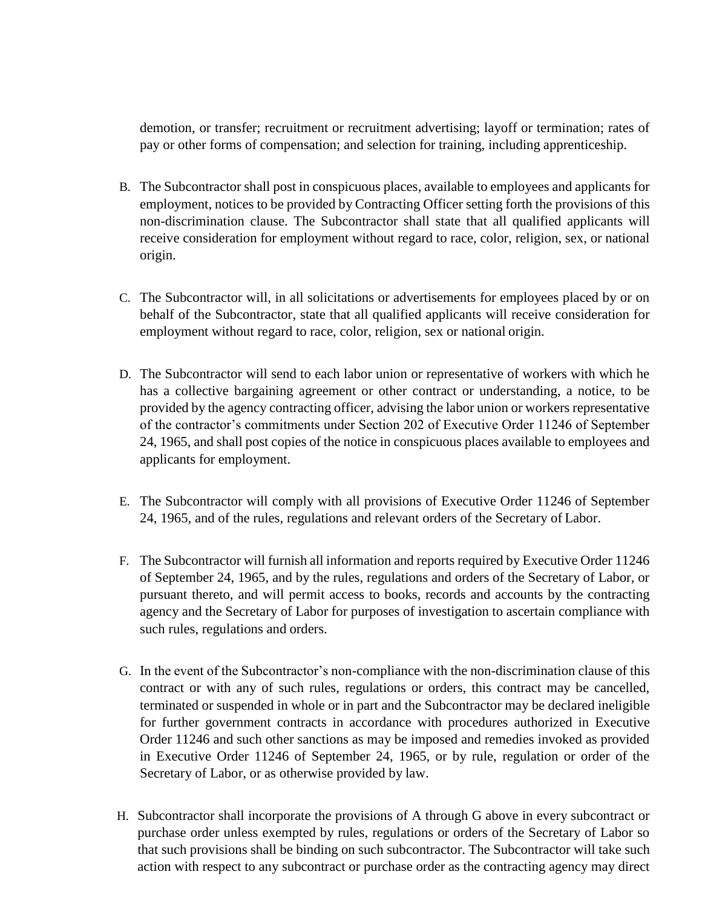demotion, or transfer; recruitment or recruitment advertising; layoff or termination; rates of pay or other forms of compensation; and selection for training, including apprenticeship.

B. The Subcontractor shall post in conspicuous places, available to employees and applicants for employment, notices to be provided by Contracting Officer setting forth the provisions of this non-discrimination clause. The Subcontractor shall state that all qualified applicants will receive consideration for employment without regard to race, color, religion, sex, or national origin.

C. The Subcontractor will, in all solicitations or advertisements for employees placed by or on behalf of the Subcontractor, state that all qualified applicants will receive consideration for employment without regard to race, color, religion, sex or national origin.

D. The Subcontractor will send to each labor union or representative of workers with which he has a collective bargaining agreement or other contract or understanding, a notice, to be provided by the agency contracting officer, advising the labor union or workers representative of the contractor's commitments under Section 202 of Executive Order 11246 of September 24, 1965, and shall post copies of the notice in conspicuous places available to employees and applicants for employment.

E. The Subcontractor will comply with all provisions of Executive Order 11246 of September 24, 1965, and of the rules, regulations and relevant orders of the Secretary of Labor.

F. The Subcontractor will furnish all information and reports required by Executive Order 11246 of September 24, 1965, and by the rules, regulations and orders of the Secretary of Labor, or pursuant thereto, and will permit access to books, records and accounts by the contracting agency and the Secretary of Labor for purposes of investigation to ascertain compliance with such rules, regulations and orders.

G. In the event of the Subcontractor's non-compliance with the non-discrimination clause of this contract or with any of such rules, regulations or orders, this contract may be cancelled, terminated or suspended in whole or in part and the Subcontractor may be declared ineligible for further government contracts in accordance with procedures authorized in Executive Order 11246 and such other sanctions as may be imposed and remedies invoked as provided in Executive Order 11246 of September 24, 1965, or by rule, regulation or order of the Secretary of Labor, or as otherwise provided by law.

H. Subcontractor shall incorporate the provisions of A through G above in every subcontract or purchase order unless exempted by rules, regulations or orders of the Secretary of Labor so that such provisions shall be binding on such subcontractor. The Subcontractor will take such action with respect to any subcontract or purchase order as the contracting agency may direct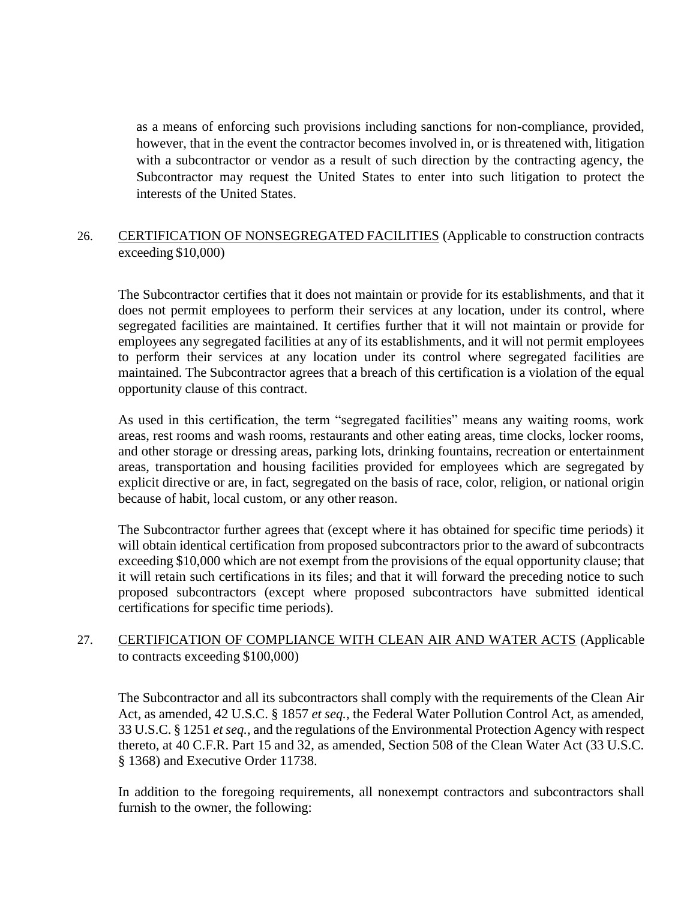as a means of enforcing such provisions including sanctions for non-compliance, provided, however, that in the event the contractor becomes involved in, or is threatened with, litigation with a subcontractor or vendor as a result of such direction by the contracting agency, the Subcontractor may request the United States to enter into such litigation to protect the interests of the United States.

26. <u>CERTIFICATION OF NONSEGREGATED FACILITIES</u> (Applicable to construction contracts exceeding $10,000)

The Subcontractor certifies that it does not maintain or provide for its establishments, and that it does not permit employees to perform their services at any location, under its control, where segregated facilities are maintained. It certifies further that it will not maintain or provide for employees any segregated facilities at any of its establishments, and it will not permit employees to perform their services at any location under its control where segregated facilities are maintained. The Subcontractor agrees that a breach of this certification is a violation of the equal opportunity clause of this contract.

As used in this certification, the term "segregated facilities" means any waiting rooms, work areas, rest rooms and wash rooms, restaurants and other eating areas, time clocks, locker rooms, and other storage or dressing areas, parking lots, drinking fountains, recreation or entertainment areas, transportation and housing facilities provided for employees which are segregated by explicit directive or are, in fact, segregated on the basis of race, color, religion, or national origin because of habit, local custom, or any other reason.

The Subcontractor further agrees that (except where it has obtained for specific time periods) it will obtain identical certification from proposed subcontractors prior to the award of subcontracts exceeding $10,000 which are not exempt from the provisions of the equal opportunity clause; that it will retain such certifications in its files; and that it will forward the preceding notice to such proposed subcontractors (except where proposed subcontractors have submitted identical certifications for specific time periods).

27. <u>CERTIFICATION OF COMPLIANCE WITH CLEAN AIR AND WATER ACTS</u> (Applicable to contracts exceeding $100,000)

The Subcontractor and all its subcontractors shall comply with the requirements of the Clean Air Act, as amended, 42 U.S.C. § 1857 *et seq.*, the Federal Water Pollution Control Act, as amended, 33 U.S.C. § 1251 *et seq.*, and the regulations of the Environmental Protection Agency with respect thereto, at 40 C.F.R. Part 15 and 32, as amended, Section 508 of the Clean Water Act (33 U.S.C. § 1368) and Executive Order 11738.

In addition to the foregoing requirements, all nonexempt contractors and subcontractors shall furnish to the owner, the following: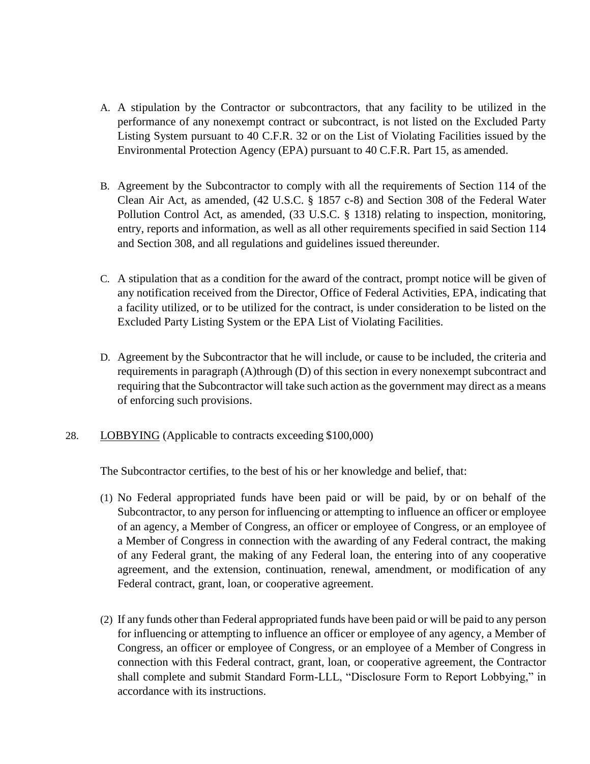A. A stipulation by the Contractor or subcontractors, that any facility to be utilized in the performance of any nonexempt contract or subcontract, is not listed on the Excluded Party Listing System pursuant to 40 C.F.R. 32 or on the List of Violating Facilities issued by the Environmental Protection Agency (EPA) pursuant to 40 C.F.R. Part 15, as amended.

B. Agreement by the Subcontractor to comply with all the requirements of Section 114 of the Clean Air Act, as amended, (42 U.S.C. § 1857 c-8) and Section 308 of the Federal Water Pollution Control Act, as amended, (33 U.S.C. § 1318) relating to inspection, monitoring, entry, reports and information, as well as all other requirements specified in said Section 114 and Section 308, and all regulations and guidelines issued thereunder.

C. A stipulation that as a condition for the award of the contract, prompt notice will be given of any notification received from the Director, Office of Federal Activities, EPA, indicating that a facility utilized, or to be utilized for the contract, is under consideration to be listed on the Excluded Party Listing System or the EPA List of Violating Facilities.

D. Agreement by the Subcontractor that he will include, or cause to be included, the criteria and requirements in paragraph (A)through (D) of this section in every nonexempt subcontract and requiring that the Subcontractor will take such action as the government may direct as a means of enforcing such provisions.

28. <u>LOBBYING</u> (Applicable to contracts exceeding $100,000)

The Subcontractor certifies, to the best of his or her knowledge and belief, that:

(1) No Federal appropriated funds have been paid or will be paid, by or on behalf of the Subcontractor, to any person for influencing or attempting to influence an officer or employee of an agency, a Member of Congress, an officer or employee of Congress, or an employee of a Member of Congress in connection with the awarding of any Federal contract, the making of any Federal grant, the making of any Federal loan, the entering into of any cooperative agreement, and the extension, continuation, renewal, amendment, or modification of any Federal contract, grant, loan, or cooperative agreement.

(2) If any funds other than Federal appropriated funds have been paid or will be paid to any person for influencing or attempting to influence an officer or employee of any agency, a Member of Congress, an officer or employee of Congress, or an employee of a Member of Congress in connection with this Federal contract, grant, loan, or cooperative agreement, the Contractor shall complete and submit Standard Form-LLL, "Disclosure Form to Report Lobbying," in accordance with its instructions.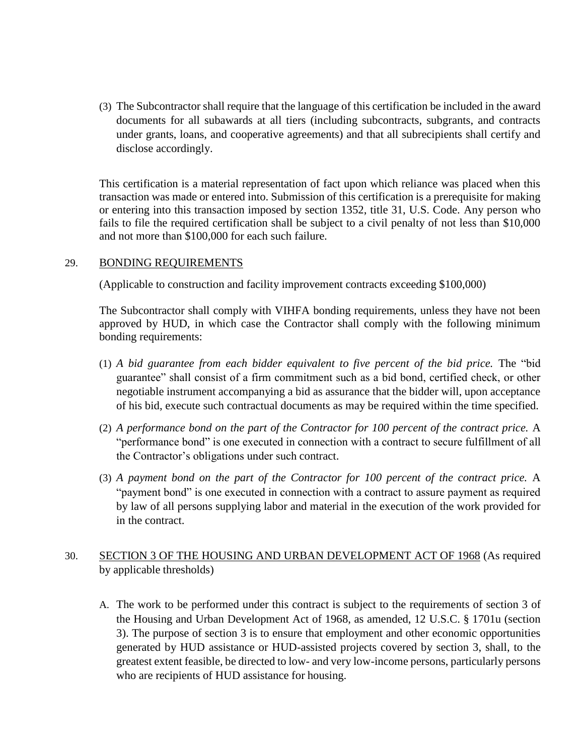(3) The Subcontractor shall require that the language of this certification be included in the award documents for all subawards at all tiers (including subcontracts, subgrants, and contracts under grants, loans, and cooperative agreements) and that all subrecipients shall certify and disclose accordingly.

This certification is a material representation of fact upon which reliance was placed when this transaction was made or entered into. Submission of this certification is a prerequisite for making or entering into this transaction imposed by section 1352, title 31, U.S. Code. Any person who fails to file the required certification shall be subject to a civil penalty of not less than $10,000 and not more than $100,000 for each such failure.

29. <u>BONDING REQUIREMENTS</u>

(Applicable to construction and facility improvement contracts exceeding $100,000)

The Subcontractor shall comply with VIHFA bonding requirements, unless they have not been approved by HUD, in which case the Contractor shall comply with the following minimum bonding requirements:

(1) *A bid guarantee from each bidder equivalent to five percent of the bid price.* The "bid guarantee" shall consist of a firm commitment such as a bid bond, certified check, or other negotiable instrument accompanying a bid as assurance that the bidder will, upon acceptance of his bid, execute such contractual documents as may be required within the time specified.

(2) *A performance bond on the part of the Contractor for 100 percent of the contract price.* A "performance bond" is one executed in connection with a contract to secure fulfillment of all the Contractor's obligations under such contract.

(3) *A payment bond on the part of the Contractor for 100 percent of the contract price.* A "payment bond" is one executed in connection with a contract to assure payment as required by law of all persons supplying labor and material in the execution of the work provided for in the contract.

30. <u>SECTION 3 OF THE HOUSING AND URBAN DEVELOPMENT ACT OF 1968</u> (As required by applicable thresholds)

A. The work to be performed under this contract is subject to the requirements of section 3 of the Housing and Urban Development Act of 1968, as amended, 12 U.S.C. § 1701u (section 3). The purpose of section 3 is to ensure that employment and other economic opportunities generated by HUD assistance or HUD-assisted projects covered by section 3, shall, to the greatest extent feasible, be directed to low- and very low-income persons, particularly persons who are recipients of HUD assistance for housing.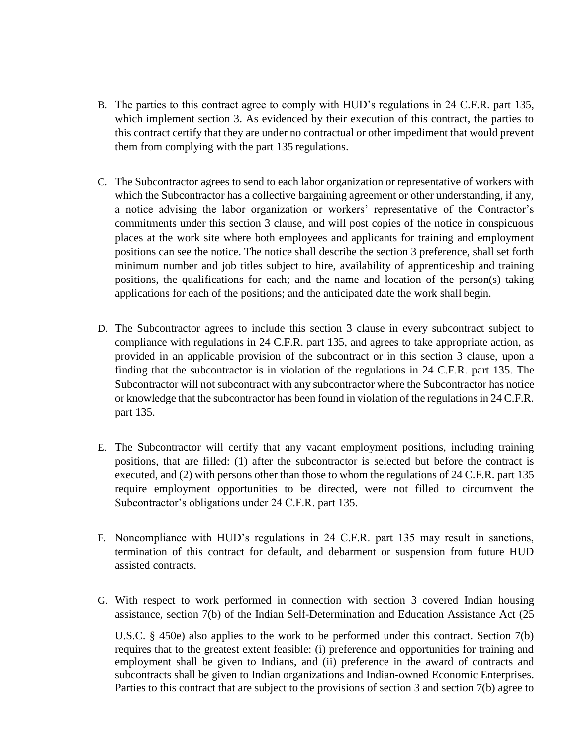B. The parties to this contract agree to comply with HUD's regulations in 24 C.F.R. part 135, which implement section 3. As evidenced by their execution of this contract, the parties to this contract certify that they are under no contractual or other impediment that would prevent them from complying with the part 135 regulations.

C. The Subcontractor agrees to send to each labor organization or representative of workers with which the Subcontractor has a collective bargaining agreement or other understanding, if any, a notice advising the labor organization or workers' representative of the Contractor's commitments under this section 3 clause, and will post copies of the notice in conspicuous places at the work site where both employees and applicants for training and employment positions can see the notice. The notice shall describe the section 3 preference, shall set forth minimum number and job titles subject to hire, availability of apprenticeship and training positions, the qualifications for each; and the name and location of the person(s) taking applications for each of the positions; and the anticipated date the work shall begin.

D. The Subcontractor agrees to include this section 3 clause in every subcontract subject to compliance with regulations in 24 C.F.R. part 135, and agrees to take appropriate action, as provided in an applicable provision of the subcontract or in this section 3 clause, upon a finding that the subcontractor is in violation of the regulations in 24 C.F.R. part 135. The Subcontractor will not subcontract with any subcontractor where the Subcontractor has notice or knowledge that the subcontractor has been found in violation of the regulations in 24 C.F.R. part 135.

E. The Subcontractor will certify that any vacant employment positions, including training positions, that are filled: (1) after the subcontractor is selected but before the contract is executed, and (2) with persons other than those to whom the regulations of 24 C.F.R. part 135 require employment opportunities to be directed, were not filled to circumvent the Subcontractor's obligations under 24 C.F.R. part 135.

F. Noncompliance with HUD's regulations in 24 C.F.R. part 135 may result in sanctions, termination of this contract for default, and debarment or suspension from future HUD assisted contracts.

G. With respect to work performed in connection with section 3 covered Indian housing assistance, section 7(b) of the Indian Self-Determination and Education Assistance Act (25 U.S.C. § 450e) also applies to the work to be performed under this contract. Section 7(b) requires that to the greatest extent feasible: (i) preference and opportunities for training and employment shall be given to Indians, and (ii) preference in the award of contracts and subcontracts shall be given to Indian organizations and Indian-owned Economic Enterprises. Parties to this contract that are subject to the provisions of section 3 and section 7(b) agree to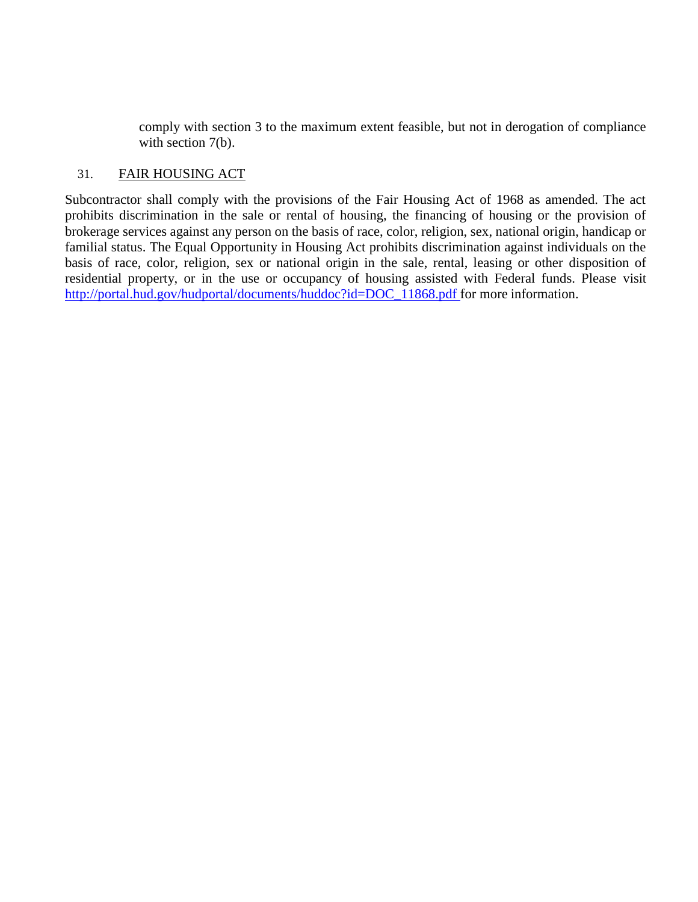comply with section 3 to the maximum extent feasible, but not in derogation of compliance with section 7(b).

31. FAIR HOUSING ACT

Subcontractor shall comply with the provisions of the Fair Housing Act of 1968 as amended. The act prohibits discrimination in the sale or rental of housing, the financing of housing or the provision of brokerage services against any person on the basis of race, color, religion, sex, national origin, handicap or familial status. The Equal Opportunity in Housing Act prohibits discrimination against individuals on the basis of race, color, religion, sex or national origin in the sale, rental, leasing or other disposition of residential property, or in the use or occupancy of housing assisted with Federal funds. Please visit http://portal.hud.gov/hudportal/documents/huddoc?id=DOC_11868.pdf for more information.